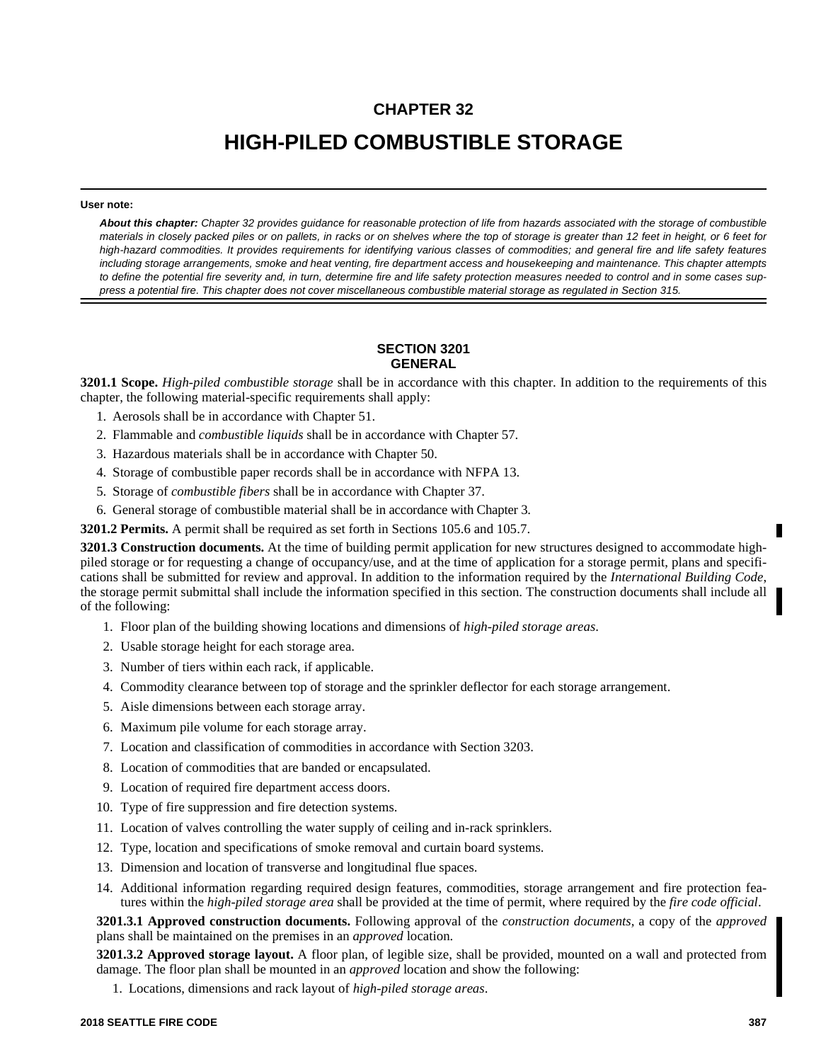# CHAPTER 32

# HIGH-PILED COMBUSTIBLE STORAGE

**User note:**

***About this chapter:*** *Chapter 32 provides guidance for reasonable protection of life from hazards associated with the storage of combustible materials in closely packed piles or on pallets, in racks or on shelves where the top of storage is greater than 12 feet in height, or 6 feet for high-hazard commodities. It provides requirements for identifying various classes of commodities; and general fire and life safety features including storage arrangements, smoke and heat venting, fire department access and housekeeping and maintenance. This chapter attempts to define the potential fire severity and, in turn, determine fire and life safety protection measures needed to control and in some cases suppress a potential fire. This chapter does not cover miscellaneous combustible material storage as regulated in Section 315.*

## SECTION 3201
## GENERAL

**3201.1 Scope.** *High-piled combustible storage* shall be in accordance with this chapter. In addition to the requirements of this chapter, the following material-specific requirements shall apply:

1. Aerosols shall be in accordance with Chapter 51.
2. Flammable and *combustible liquids* shall be in accordance with Chapter 57.
3. Hazardous materials shall be in accordance with Chapter 50.
4. Storage of combustible paper records shall be in accordance with NFPA 13.
5. Storage of *combustible fibers* shall be in accordance with Chapter 37.
6. General storage of combustible material shall be in accordance with Chapter 3.

**3201.2 Permits.** A permit shall be required as set forth in Sections 105.6 and 105.7.

**3201.3 Construction documents.** At the time of building permit application for new structures designed to accommodate high-piled storage or for requesting a change of occupancy/use, and at the time of application for a storage permit, plans and specifications shall be submitted for review and approval. In addition to the information required by the *International Building Code*, the storage permit submittal shall include the information specified in this section. The construction documents shall include all of the following:

1. Floor plan of the building showing locations and dimensions of *high-piled storage areas*.
2. Usable storage height for each storage area.
3. Number of tiers within each rack, if applicable.
4. Commodity clearance between top of storage and the sprinkler deflector for each storage arrangement.
5. Aisle dimensions between each storage array.
6. Maximum pile volume for each storage array.
7. Location and classification of commodities in accordance with Section 3203.
8. Location of commodities that are banded or encapsulated.
9. Location of required fire department access doors.
10. Type of fire suppression and fire detection systems.
11. Location of valves controlling the water supply of ceiling and in-rack sprinklers.
12. Type, location and specifications of smoke removal and curtain board systems.
13. Dimension and location of transverse and longitudinal flue spaces.
14. Additional information regarding required design features, commodities, storage arrangement and fire protection features within the *high-piled storage area* shall be provided at the time of permit, where required by the *fire code official*.

**3201.3.1 Approved construction documents.** Following approval of the *construction documents*, a copy of the *approved* plans shall be maintained on the premises in an *approved* location.

**3201.3.2 Approved storage layout.** A floor plan, of legible size, shall be provided, mounted on a wall and protected from damage. The floor plan shall be mounted in an *approved* location and show the following:

1. Locations, dimensions and rack layout of *high-piled storage areas*.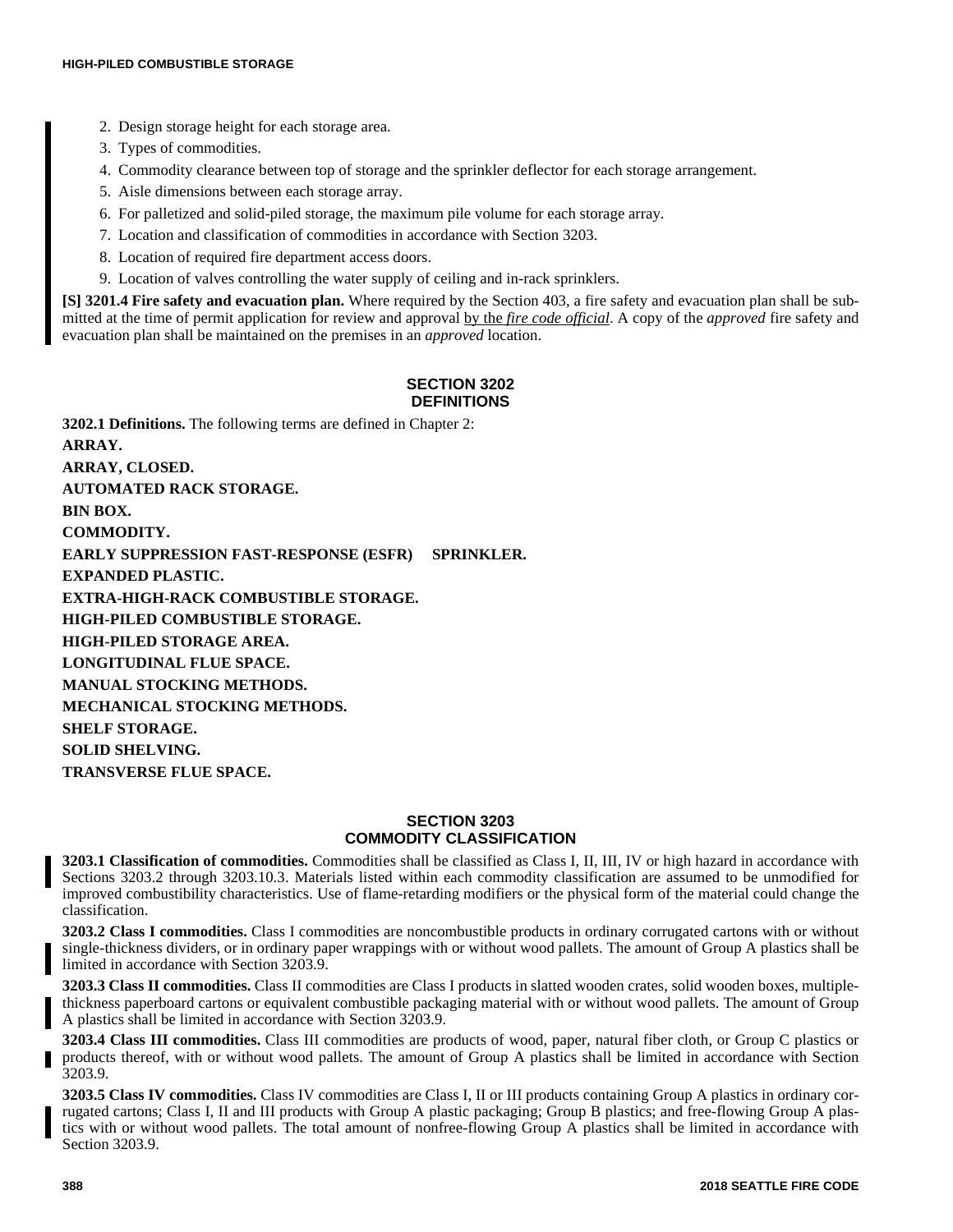2. Design storage height for each storage area.
3. Types of commodities.
4. Commodity clearance between top of storage and the sprinkler deflector for each storage arrangement.
5. Aisle dimensions between each storage array.
6. For palletized and solid-piled storage, the maximum pile volume for each storage array.
7. Location and classification of commodities in accordance with Section 3203.
8. Location of required fire department access doors.
9. Location of valves controlling the water supply of ceiling and in-rack sprinklers.

**[S] 3201.4 Fire safety and evacuation plan.** Where required by the Section 403, a fire safety and evacuation plan shall be submitted at the time of permit application for review and approval by the *fire code official*. A copy of the *approved* fire safety and evacuation plan shall be maintained on the premises in an *approved* location.

## SECTION 3202 DEFINITIONS

**3202.1 Definitions.** The following terms are defined in Chapter 2:

**ARRAY.**

**ARRAY, CLOSED.**

**AUTOMATED RACK STORAGE.**

**BIN BOX.**

**COMMODITY.**

**EARLY SUPPRESSION FAST-RESPONSE (ESFR) SPRINKLER.**

**EXPANDED PLASTIC.**

**EXTRA-HIGH-RACK COMBUSTIBLE STORAGE.**

**HIGH-PILED COMBUSTIBLE STORAGE.**

**HIGH-PILED STORAGE AREA.**

**LONGITUDINAL FLUE SPACE.**

**MANUAL STOCKING METHODS.**

**MECHANICAL STOCKING METHODS.**

**SHELF STORAGE.**

**SOLID SHELVING.**

**TRANSVERSE FLUE SPACE.**

## SECTION 3203 COMMODITY CLASSIFICATION

**3203.1 Classification of commodities.** Commodities shall be classified as Class I, II, III, IV or high hazard in accordance with Sections 3203.2 through 3203.10.3. Materials listed within each commodity classification are assumed to be unmodified for improved combustibility characteristics. Use of flame-retarding modifiers or the physical form of the material could change the classification.

**3203.2 Class I commodities.** Class I commodities are noncombustible products in ordinary corrugated cartons with or without single-thickness dividers, or in ordinary paper wrappings with or without wood pallets. The amount of Group A plastics shall be limited in accordance with Section 3203.9.

**3203.3 Class II commodities.** Class II commodities are Class I products in slatted wooden crates, solid wooden boxes, multiple-thickness paperboard cartons or equivalent combustible packaging material with or without wood pallets. The amount of Group A plastics shall be limited in accordance with Section 3203.9.

**3203.4 Class III commodities.** Class III commodities are products of wood, paper, natural fiber cloth, or Group C plastics or products thereof, with or without wood pallets. The amount of Group A plastics shall be limited in accordance with Section 3203.9.

**3203.5 Class IV commodities.** Class IV commodities are Class I, II or III products containing Group A plastics in ordinary corrugated cartons; Class I, II and III products with Group A plastic packaging; Group B plastics; and free-flowing Group A plastics with or without wood pallets. The total amount of nonfree-flowing Group A plastics shall be limited in accordance with Section 3203.9.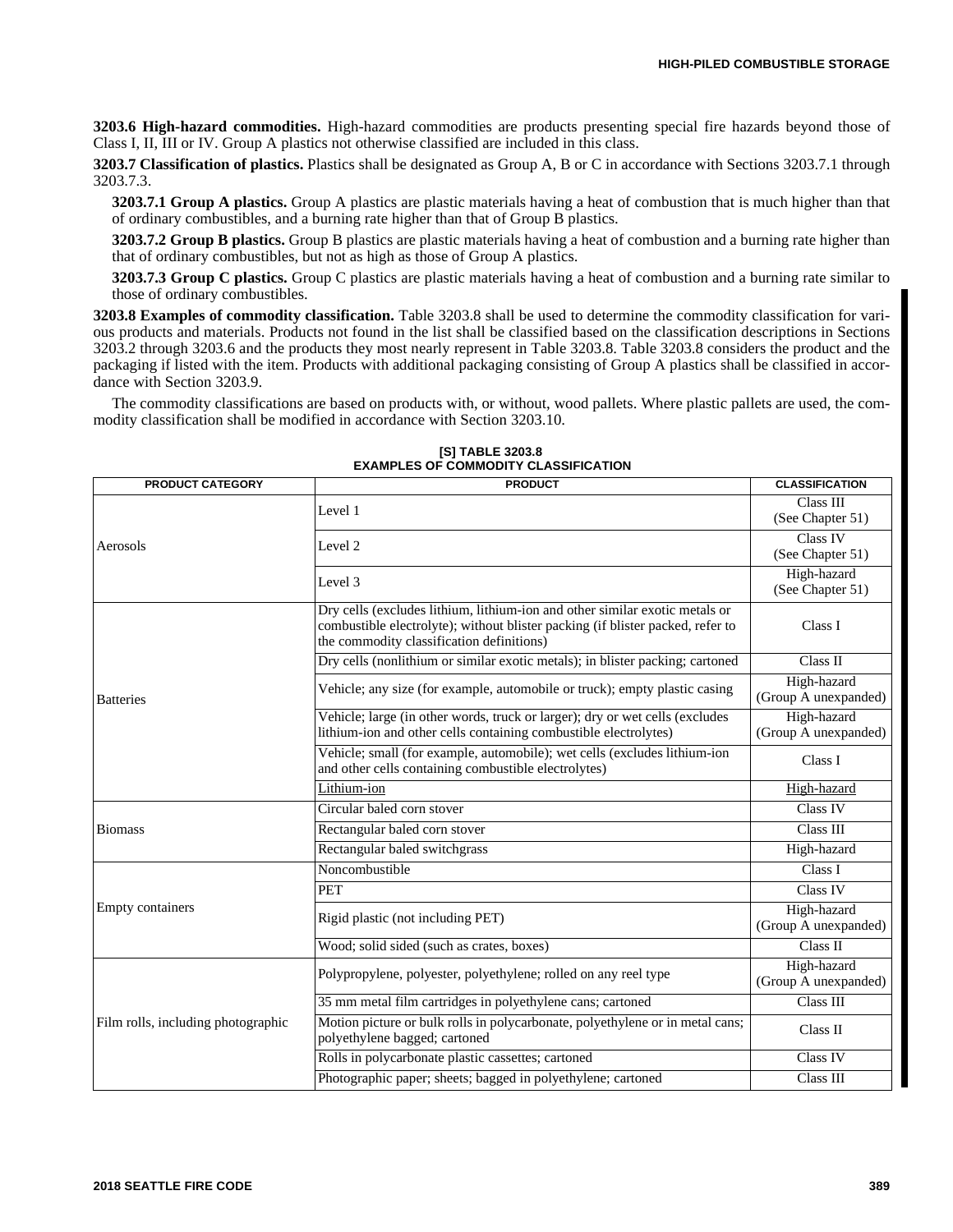**3203.6 High-hazard commodities.** High-hazard commodities are products presenting special fire hazards beyond those of Class I, II, III or IV. Group A plastics not otherwise classified are included in this class.

**3203.7 Classification of plastics.** Plastics shall be designated as Group A, B or C in accordance with Sections 3203.7.1 through 3203.7.3.

**3203.7.1 Group A plastics.** Group A plastics are plastic materials having a heat of combustion that is much higher than that of ordinary combustibles, and a burning rate higher than that of Group B plastics.

**3203.7.2 Group B plastics.** Group B plastics are plastic materials having a heat of combustion and a burning rate higher than that of ordinary combustibles, but not as high as those of Group A plastics.

**3203.7.3 Group C plastics.** Group C plastics are plastic materials having a heat of combustion and a burning rate similar to those of ordinary combustibles.

**3203.8 Examples of commodity classification.** Table 3203.8 shall be used to determine the commodity classification for various products and materials. Products not found in the list shall be classified based on the classification descriptions in Sections 3203.2 through 3203.6 and the products they most nearly represent in Table 3203.8. Table 3203.8 considers the product and the packaging if listed with the item. Products with additional packaging consisting of Group A plastics shall be classified in accordance with Section 3203.9.

The commodity classifications are based on products with, or without, wood pallets. Where plastic pallets are used, the commodity classification shall be modified in accordance with Section 3203.10.

**[S] TABLE 3203.8**
**EXAMPLES OF COMMODITY CLASSIFICATION**

| PRODUCT CATEGORY | PRODUCT | CLASSIFICATION |
|---|---|---|
| Aerosols | Level 1 | Class III (See Chapter 51) |
| | Level 2 | Class IV (See Chapter 51) |
| | Level 3 | High-hazard (See Chapter 51) |
| Batteries | Dry cells (excludes lithium, lithium-ion and other similar exotic metals or combustible electrolyte); without blister packing (if blister packed, refer to the commodity classification definitions) | Class I |
| | Dry cells (nonlithium or similar exotic metals); in blister packing; cartoned | Class II |
| | Vehicle; any size (for example, automobile or truck); empty plastic casing | High-hazard (Group A unexpanded) |
| | Vehicle; large (in other words, truck or larger); dry or wet cells (excludes lithium-ion and other cells containing combustible electrolytes) | High-hazard (Group A unexpanded) |
| | Vehicle; small (for example, automobile); wet cells (excludes lithium-ion and other cells containing combustible electrolytes) | Class I |
| | Lithium-ion | High-hazard |
| Biomass | Circular baled corn stover | Class IV |
| | Rectangular baled corn stover | Class III |
| | Rectangular baled switchgrass | High-hazard |
| Empty containers | Noncombustible | Class I |
| | PET | Class IV |
| | Rigid plastic (not including PET) | High-hazard (Group A unexpanded) |
| | Wood; solid sided (such as crates, boxes) | Class II |
| Film rolls, including photographic | Polypropylene, polyester, polyethylene; rolled on any reel type | High-hazard (Group A unexpanded) |
| | 35 mm metal film cartridges in polyethylene cans; cartoned | Class III |
| | Motion picture or bulk rolls in polycarbonate, polyethylene or in metal cans; polyethylene bagged; cartoned | Class II |
| | Rolls in polycarbonate plastic cassettes; cartoned | Class IV |
| | Photographic paper; sheets; bagged in polyethylene; cartoned | Class III |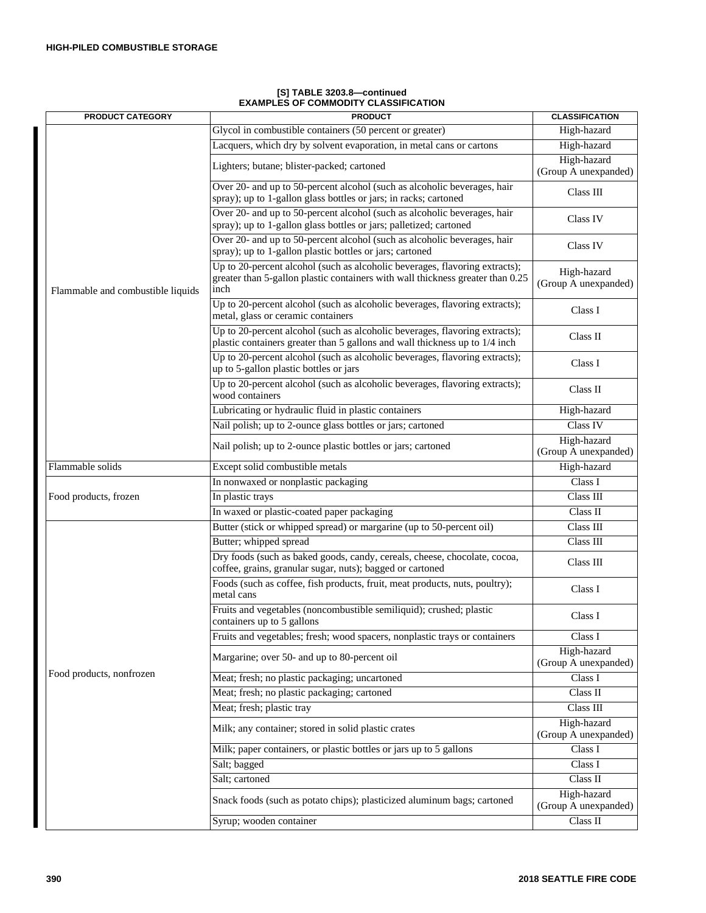**[S] TABLE 3203.8—continued**
**EXAMPLES OF COMMODITY CLASSIFICATION**

| PRODUCT CATEGORY | PRODUCT | CLASSIFICATION |
|---|---|---|
| Flammable and combustible liquids | Glycol in combustible containers (50 percent or greater) | High-hazard |
| | Lacquers, which dry by solvent evaporation, in metal cans or cartons | High-hazard |
| | Lighters; butane; blister-packed; cartoned | High-hazard (Group A unexpanded) |
| | Over 20- and up to 50-percent alcohol (such as alcoholic beverages, hair spray); up to 1-gallon glass bottles or jars; in racks; cartoned | Class III |
| | Over 20- and up to 50-percent alcohol (such as alcoholic beverages, hair spray); up to 1-gallon glass bottles or jars; palletized; cartoned | Class IV |
| | Over 20- and up to 50-percent alcohol (such as alcoholic beverages, hair spray); up to 1-gallon plastic bottles or jars; cartoned | Class IV |
| | Up to 20-percent alcohol (such as alcoholic beverages, flavoring extracts); greater than 5-gallon plastic containers with wall thickness greater than 0.25 inch | High-hazard (Group A unexpanded) |
| | Up to 20-percent alcohol (such as alcoholic beverages, flavoring extracts); metal, glass or ceramic containers | Class I |
| | Up to 20-percent alcohol (such as alcoholic beverages, flavoring extracts); plastic containers greater than 5 gallons and wall thickness up to 1/4 inch | Class II |
| | Up to 20-percent alcohol (such as alcoholic beverages, flavoring extracts); up to 5-gallon plastic bottles or jars | Class I |
| | Up to 20-percent alcohol (such as alcoholic beverages, flavoring extracts); wood containers | Class II |
| | Lubricating or hydraulic fluid in plastic containers | High-hazard |
| | Nail polish; up to 2-ounce glass bottles or jars; cartoned | Class IV |
| | Nail polish; up to 2-ounce plastic bottles or jars; cartoned | High-hazard (Group A unexpanded) |
| Flammable solids | Except solid combustible metals | High-hazard |
| Food products, frozen | In nonwaxed or nonplastic packaging | Class I |
| | In plastic trays | Class III |
| | In waxed or plastic-coated paper packaging | Class II |
| Food products, nonfrozen | Butter (stick or whipped spread) or margarine (up to 50-percent oil) | Class III |
| | Butter; whipped spread | Class III |
| | Dry foods (such as baked goods, candy, cereals, cheese, chocolate, cocoa, coffee, grains, granular sugar, nuts); bagged or cartoned | Class III |
| | Foods (such as coffee, fish products, fruit, meat products, nuts, poultry); metal cans | Class I |
| | Fruits and vegetables (noncombustible semiliquid); crushed; plastic containers up to 5 gallons | Class I |
| | Fruits and vegetables; fresh; wood spacers, nonplastic trays or containers | Class I |
| | Margarine; over 50- and up to 80-percent oil | High-hazard (Group A unexpanded) |
| | Meat; fresh; no plastic packaging; uncartoned | Class I |
| | Meat; fresh; no plastic packaging; cartoned | Class II |
| | Meat; fresh; plastic tray | Class III |
| | Milk; any container; stored in solid plastic crates | High-hazard (Group A unexpanded) |
| | Milk; paper containers, or plastic bottles or jars up to 5 gallons | Class I |
| | Salt; bagged | Class I |
| | Salt; cartoned | Class II |
| | Snack foods (such as potato chips); plasticized aluminum bags; cartoned | High-hazard (Group A unexpanded) |
| | Syrup; wooden container | Class II |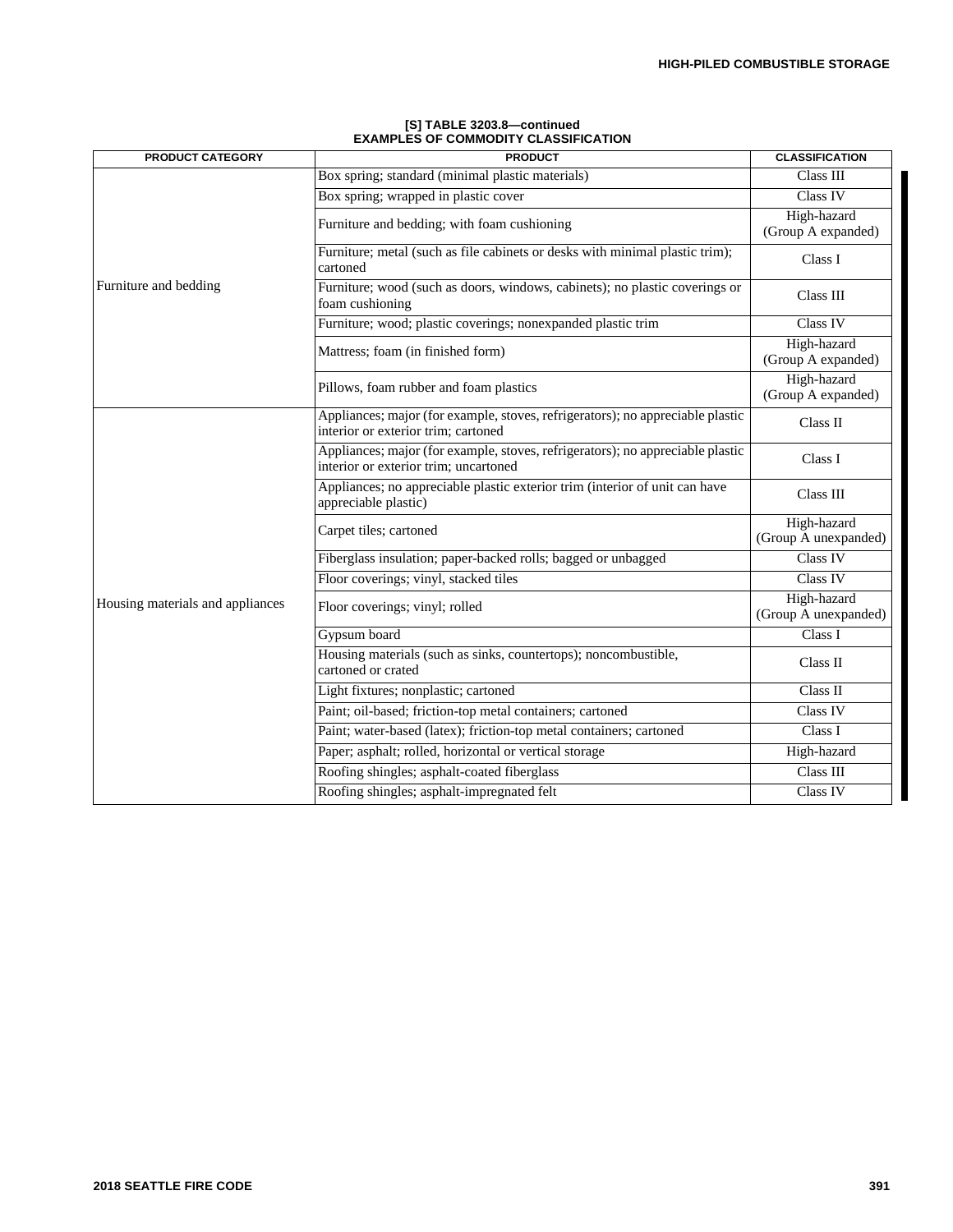**[S] TABLE 3203.8—continued**
**EXAMPLES OF COMMODITY CLASSIFICATION**

| PRODUCT CATEGORY | PRODUCT | CLASSIFICATION |
|---|---|---|
| Furniture and bedding | Box spring; standard (minimal plastic materials) | Class III |
| | Box spring; wrapped in plastic cover | Class IV |
| | Furniture and bedding; with foam cushioning | High-hazard (Group A expanded) |
| | Furniture; metal (such as file cabinets or desks with minimal plastic trim); cartoned | Class I |
| | Furniture; wood (such as doors, windows, cabinets); no plastic coverings or foam cushioning | Class III |
| | Furniture; wood; plastic coverings; nonexpanded plastic trim | Class IV |
| | Mattress; foam (in finished form) | High-hazard (Group A expanded) |
| | Pillows, foam rubber and foam plastics | High-hazard (Group A expanded) |
| Housing materials and appliances | Appliances; major (for example, stoves, refrigerators); no appreciable plastic interior or exterior trim; cartoned | Class II |
| | Appliances; major (for example, stoves, refrigerators); no appreciable plastic interior or exterior trim; uncartoned | Class I |
| | Appliances; no appreciable plastic exterior trim (interior of unit can have appreciable plastic) | Class III |
| | Carpet tiles; cartoned | High-hazard (Group A unexpanded) |
| | Fiberglass insulation; paper-backed rolls; bagged or unbagged | Class IV |
| | Floor coverings; vinyl, stacked tiles | Class IV |
| | Floor coverings; vinyl; rolled | High-hazard (Group A unexpanded) |
| | Gypsum board | Class I |
| | Housing materials (such as sinks, countertops); noncombustible, cartoned or crated | Class II |
| | Light fixtures; nonplastic; cartoned | Class II |
| | Paint; oil-based; friction-top metal containers; cartoned | Class IV |
| | Paint; water-based (latex); friction-top metal containers; cartoned | Class I |
| | Paper; asphalt; rolled, horizontal or vertical storage | High-hazard |
| | Roofing shingles; asphalt-coated fiberglass | Class III |
| | Roofing shingles; asphalt-impregnated felt | Class IV |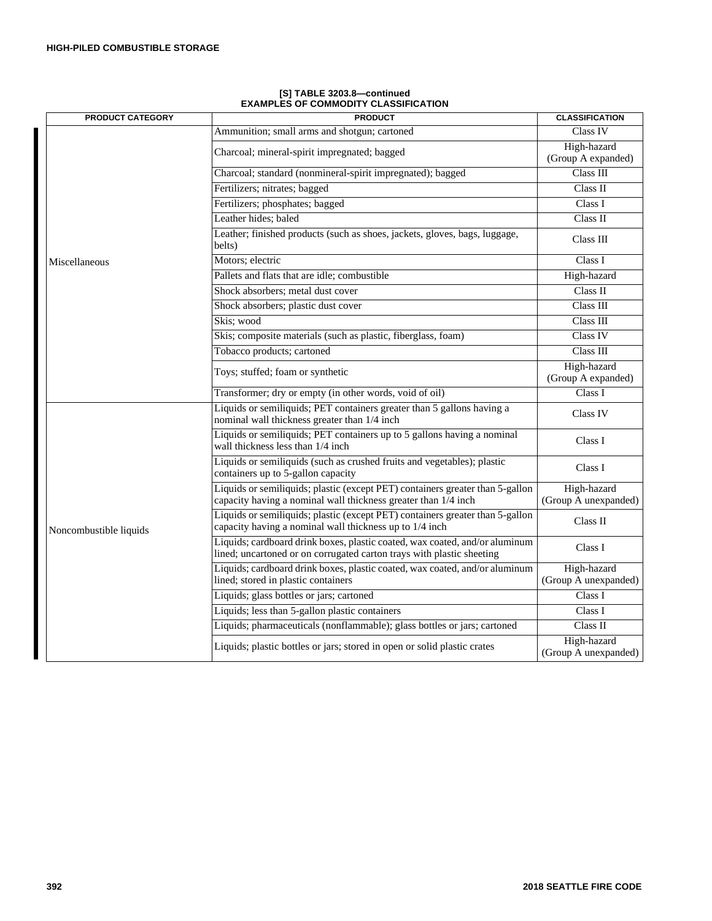**[S] TABLE 3203.8—continued**
**EXAMPLES OF COMMODITY CLASSIFICATION**

| PRODUCT CATEGORY | PRODUCT | CLASSIFICATION |
|---|---|---|
| Miscellaneous | Ammunition; small arms and shotgun; cartoned | Class IV |
| | Charcoal; mineral-spirit impregnated; bagged | High-hazard (Group A expanded) |
| | Charcoal; standard (nonmineral-spirit impregnated); bagged | Class III |
| | Fertilizers; nitrates; bagged | Class II |
| | Fertilizers; phosphates; bagged | Class I |
| | Leather hides; baled | Class II |
| | Leather; finished products (such as shoes, jackets, gloves, bags, luggage, belts) | Class III |
| | Motors; electric | Class I |
| | Pallets and flats that are idle; combustible | High-hazard |
| | Shock absorbers; metal dust cover | Class II |
| | Shock absorbers; plastic dust cover | Class III |
| | Skis; wood | Class III |
| | Skis; composite materials (such as plastic, fiberglass, foam) | Class IV |
| | Tobacco products; cartoned | Class III |
| | Toys; stuffed; foam or synthetic | High-hazard (Group A expanded) |
| | Transformer; dry or empty (in other words, void of oil) | Class I |
| Noncombustible liquids | Liquids or semiliquids; PET containers greater than 5 gallons having a nominal wall thickness greater than 1/4 inch | Class IV |
| | Liquids or semiliquids; PET containers up to 5 gallons having a nominal wall thickness less than 1/4 inch | Class I |
| | Liquids or semiliquids (such as crushed fruits and vegetables); plastic containers up to 5-gallon capacity | Class I |
| | Liquids or semiliquids; plastic (except PET) containers greater than 5-gallon capacity having a nominal wall thickness greater than 1/4 inch | High-hazard (Group A unexpanded) |
| | Liquids or semiliquids; plastic (except PET) containers greater than 5-gallon capacity having a nominal wall thickness up to 1/4 inch | Class II |
| | Liquids; cardboard drink boxes, plastic coated, wax coated, and/or aluminum lined; uncartoned or on corrugated carton trays with plastic sheeting | Class I |
| | Liquids; cardboard drink boxes, plastic coated, wax coated, and/or aluminum lined; stored in plastic containers | High-hazard (Group A unexpanded) |
| | Liquids; glass bottles or jars; cartoned | Class I |
| | Liquids; less than 5-gallon plastic containers | Class I |
| | Liquids; pharmaceuticals (nonflammable); glass bottles or jars; cartoned | Class II |
| | Liquids; plastic bottles or jars; stored in open or solid plastic crates | High-hazard (Group A unexpanded) |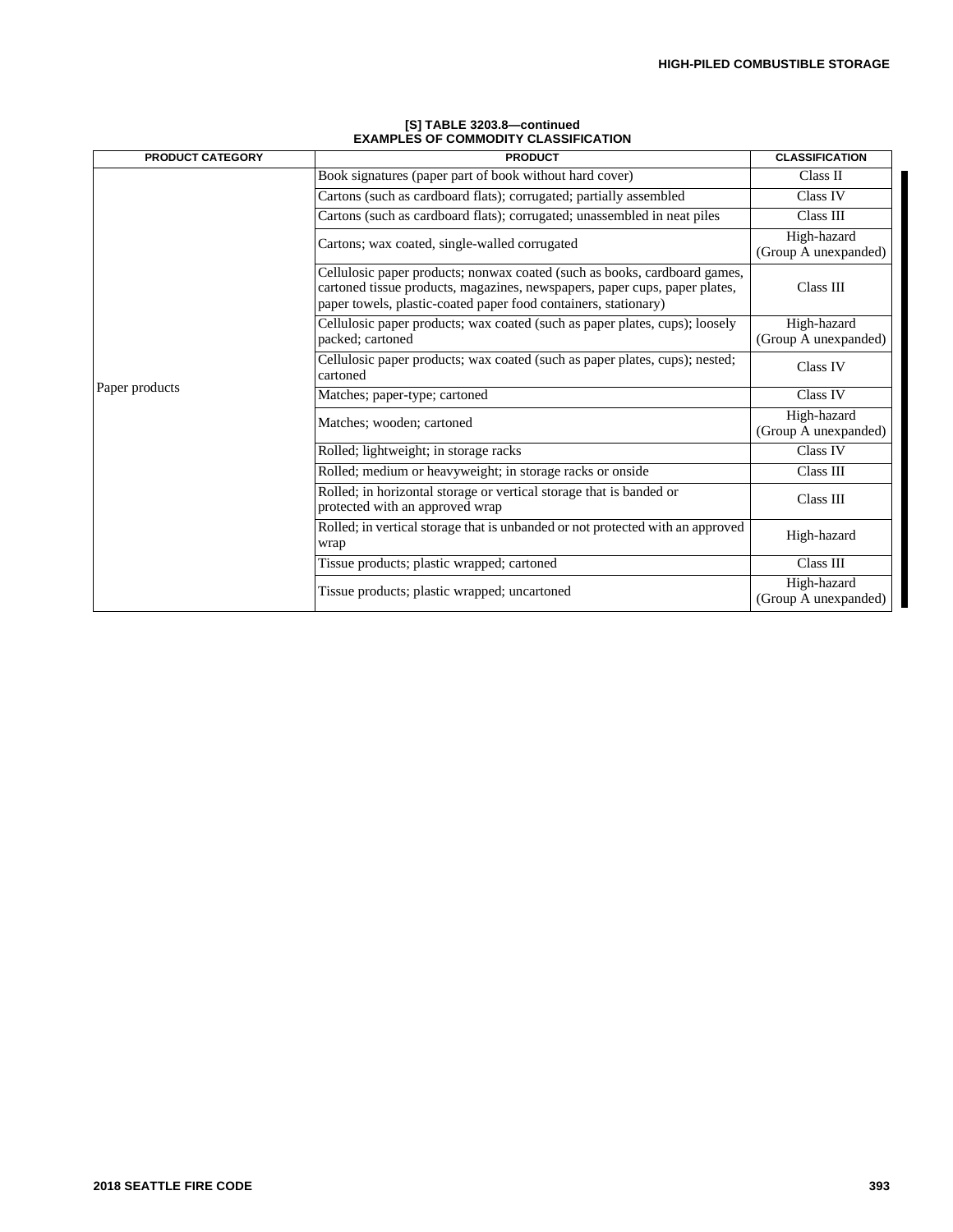**[S] TABLE 3203.8—continued**
**EXAMPLES OF COMMODITY CLASSIFICATION**

| PRODUCT CATEGORY | PRODUCT | CLASSIFICATION |
|---|---|---|
| Paper products | Book signatures (paper part of book without hard cover) | Class II |
| | Cartons (such as cardboard flats); corrugated; partially assembled | Class IV |
| | Cartons (such as cardboard flats); corrugated; unassembled in neat piles | Class III |
| | Cartons; wax coated, single-walled corrugated | High-hazard (Group A unexpanded) |
| | Cellulosic paper products; nonwax coated (such as books, cardboard games, cartoned tissue products, magazines, newspapers, paper cups, paper plates, paper towels, plastic-coated paper food containers, stationary) | Class III |
| | Cellulosic paper products; wax coated (such as paper plates, cups); loosely packed; cartoned | High-hazard (Group A unexpanded) |
| | Cellulosic paper products; wax coated (such as paper plates, cups); nested; cartoned | Class IV |
| | Matches; paper-type; cartoned | Class IV |
| | Matches; wooden; cartoned | High-hazard (Group A unexpanded) |
| | Rolled; lightweight; in storage racks | Class IV |
| | Rolled; medium or heavyweight; in storage racks or onside | Class III |
| | Rolled; in horizontal storage or vertical storage that is banded or protected with an approved wrap | Class III |
| | Rolled; in vertical storage that is unbanded or not protected with an approved wrap | High-hazard |
| | Tissue products; plastic wrapped; cartoned | Class III |
| | Tissue products; plastic wrapped; uncartoned | High-hazard (Group A unexpanded) |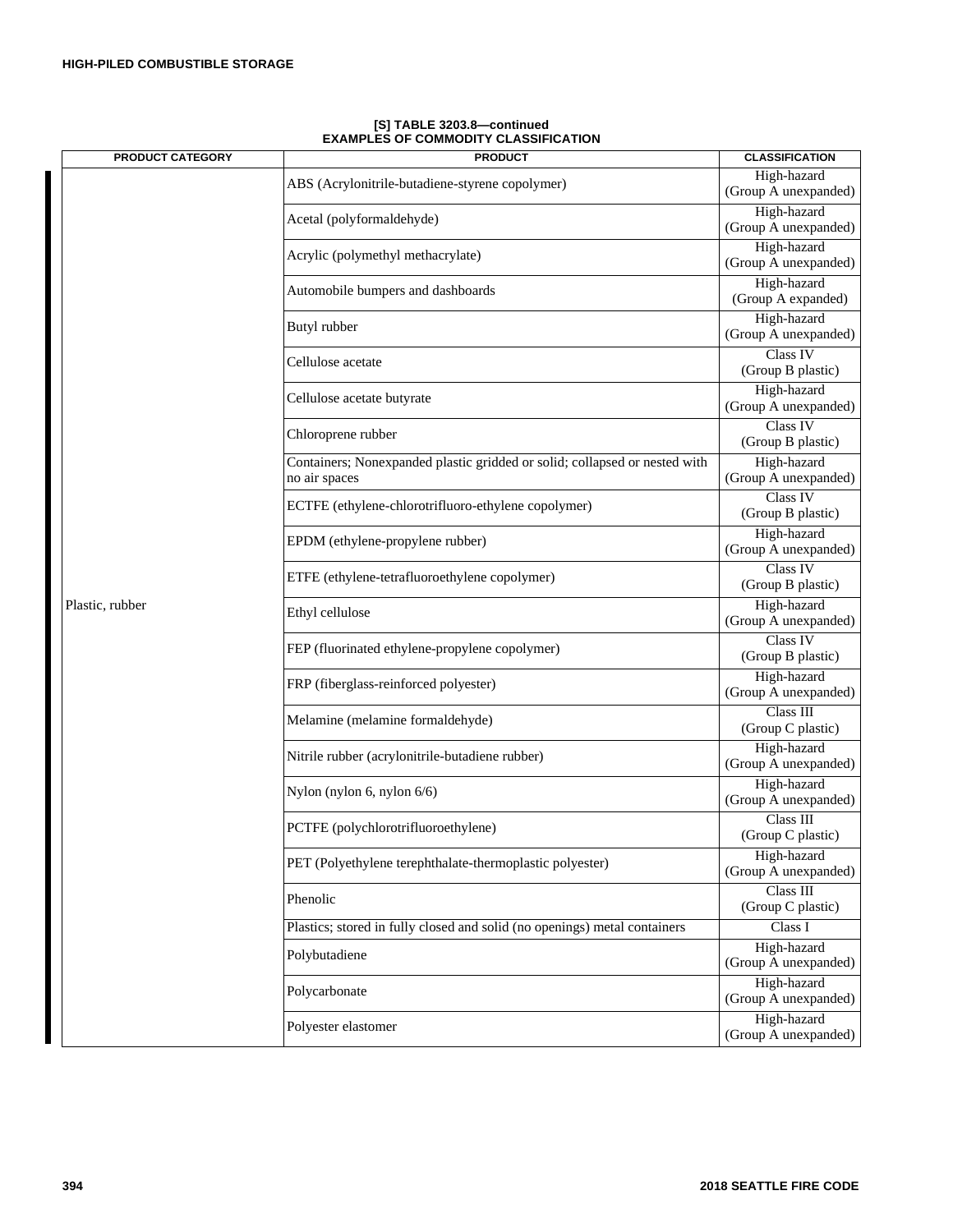**[S] TABLE 3203.8—continued**
**EXAMPLES OF COMMODITY CLASSIFICATION**

| PRODUCT CATEGORY | PRODUCT | CLASSIFICATION |
|---|---|---|
| Plastic, rubber | ABS (Acrylonitrile-butadiene-styrene copolymer) | High-hazard (Group A unexpanded) |
| | Acetal (polyformaldehyde) | High-hazard (Group A unexpanded) |
| | Acrylic (polymethyl methacrylate) | High-hazard (Group A unexpanded) |
| | Automobile bumpers and dashboards | High-hazard (Group A expanded) |
| | Butyl rubber | High-hazard (Group A unexpanded) |
| | Cellulose acetate | Class IV (Group B plastic) |
| | Cellulose acetate butyrate | High-hazard (Group A unexpanded) |
| | Chloroprene rubber | Class IV (Group B plastic) |
| | Containers; Nonexpanded plastic gridded or solid; collapsed or nested with no air spaces | High-hazard (Group A unexpanded) |
| | ECTFE (ethylene-chlorotrifluoro-ethylene copolymer) | Class IV (Group B plastic) |
| | EPDM (ethylene-propylene rubber) | High-hazard (Group A unexpanded) |
| | ETFE (ethylene-tetrafluoroethylene copolymer) | Class IV (Group B plastic) |
| | Ethyl cellulose | High-hazard (Group A unexpanded) |
| | FEP (fluorinated ethylene-propylene copolymer) | Class IV (Group B plastic) |
| | FRP (fiberglass-reinforced polyester) | High-hazard (Group A unexpanded) |
| | Melamine (melamine formaldehyde) | Class III (Group C plastic) |
| | Nitrile rubber (acrylonitrile-butadiene rubber) | High-hazard (Group A unexpanded) |
| | Nylon (nylon 6, nylon 6/6) | High-hazard (Group A unexpanded) |
| | PCTFE (polychlorotrifluoroethylene) | Class III (Group C plastic) |
| | PET (Polyethylene terephthalate-thermoplastic polyester) | High-hazard (Group A unexpanded) |
| | Phenolic | Class III (Group C plastic) |
| | Plastics; stored in fully closed and solid (no openings) metal containers | Class I |
| | Polybutadiene | High-hazard (Group A unexpanded) |
| | Polycarbonate | High-hazard (Group A unexpanded) |
| | Polyester elastomer | High-hazard (Group A unexpanded) |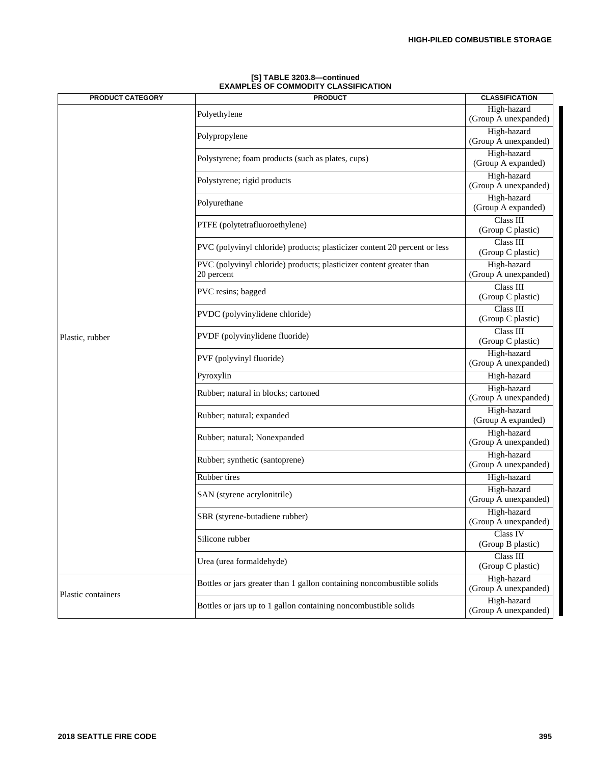**[S] TABLE 3203.8—continued**
**EXAMPLES OF COMMODITY CLASSIFICATION**

| PRODUCT CATEGORY | PRODUCT | CLASSIFICATION |
|---|---|---|
| Plastic, rubber | Polyethylene | High-hazard (Group A unexpanded) |
| | Polypropylene | High-hazard (Group A unexpanded) |
| | Polystyrene; foam products (such as plates, cups) | High-hazard (Group A expanded) |
| | Polystyrene; rigid products | High-hazard (Group A unexpanded) |
| | Polyurethane | High-hazard (Group A expanded) |
| | PTFE (polytetrafluoroethylene) | Class III (Group C plastic) |
| | PVC (polyvinyl chloride) products; plasticizer content 20 percent or less | Class III (Group C plastic) |
| | PVC (polyvinyl chloride) products; plasticizer content greater than 20 percent | High-hazard (Group A unexpanded) |
| | PVC resins; bagged | Class III (Group C plastic) |
| | PVDC (polyvinylidene chloride) | Class III (Group C plastic) |
| | PVDF (polyvinylidene fluoride) | Class III (Group C plastic) |
| | PVF (polyvinyl fluoride) | High-hazard (Group A unexpanded) |
| | Pyroxylin | High-hazard |
| | Rubber; natural in blocks; cartoned | High-hazard (Group A unexpanded) |
| | Rubber; natural; expanded | High-hazard (Group A expanded) |
| | Rubber; natural; Nonexpanded | High-hazard (Group A unexpanded) |
| | Rubber; synthetic (santoprene) | High-hazard (Group A unexpanded) |
| | Rubber tires | High-hazard |
| | SAN (styrene acrylonitrile) | High-hazard (Group A unexpanded) |
| | SBR (styrene-butadiene rubber) | High-hazard (Group A unexpanded) |
| | Silicone rubber | Class IV (Group B plastic) |
| | Urea (urea formaldehyde) | Class III (Group C plastic) |
| Plastic containers | Bottles or jars greater than 1 gallon containing noncombustible solids | High-hazard (Group A unexpanded) |
| | Bottles or jars up to 1 gallon containing noncombustible solids | High-hazard (Group A unexpanded) |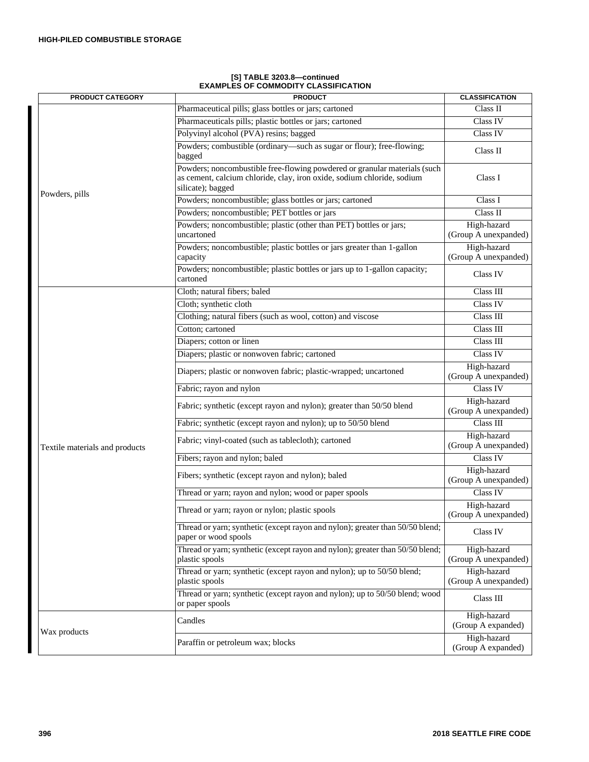**[S] TABLE 3203.8—continued**
**EXAMPLES OF COMMODITY CLASSIFICATION**

| PRODUCT CATEGORY | PRODUCT | CLASSIFICATION |
|---|---|---|
| Powders, pills | Pharmaceutical pills; glass bottles or jars; cartoned | Class II |
| | Pharmaceuticals pills; plastic bottles or jars; cartoned | Class IV |
| | Polyvinyl alcohol (PVA) resins; bagged | Class IV |
| | Powders; combustible (ordinary—such as sugar or flour); free-flowing; bagged | Class II |
| | Powders; noncombustible free-flowing powdered or granular materials (such as cement, calcium chloride, clay, iron oxide, sodium chloride, sodium silicate); bagged | Class I |
| | Powders; noncombustible; glass bottles or jars; cartoned | Class I |
| | Powders; noncombustible; PET bottles or jars | Class II |
| | Powders; noncombustible; plastic (other than PET) bottles or jars; uncartoned | High-hazard (Group A unexpanded) |
| | Powders; noncombustible; plastic bottles or jars greater than 1-gallon capacity | High-hazard (Group A unexpanded) |
| | Powders; noncombustible; plastic bottles or jars up to 1-gallon capacity; cartoned | Class IV |
| Textile materials and products | Cloth; natural fibers; baled | Class III |
| | Cloth; synthetic cloth | Class IV |
| | Clothing; natural fibers (such as wool, cotton) and viscose | Class III |
| | Cotton; cartoned | Class III |
| | Diapers; cotton or linen | Class III |
| | Diapers; plastic or nonwoven fabric; cartoned | Class IV |
| | Diapers; plastic or nonwoven fabric; plastic-wrapped; uncartoned | High-hazard (Group A unexpanded) |
| | Fabric; rayon and nylon | Class IV |
| | Fabric; synthetic (except rayon and nylon); greater than 50/50 blend | High-hazard (Group A unexpanded) |
| | Fabric; synthetic (except rayon and nylon); up to 50/50 blend | Class III |
| | Fabric; vinyl-coated (such as tablecloth); cartoned | High-hazard (Group A unexpanded) |
| | Fibers; rayon and nylon; baled | Class IV |
| | Fibers; synthetic (except rayon and nylon); baled | High-hazard (Group A unexpanded) |
| | Thread or yarn; rayon and nylon; wood or paper spools | Class IV |
| | Thread or yarn; rayon or nylon; plastic spools | High-hazard (Group A unexpanded) |
| | Thread or yarn; synthetic (except rayon and nylon); greater than 50/50 blend; paper or wood spools | Class IV |
| | Thread or yarn; synthetic (except rayon and nylon); greater than 50/50 blend; plastic spools | High-hazard (Group A unexpanded) |
| | Thread or yarn; synthetic (except rayon and nylon); up to 50/50 blend; plastic spools | High-hazard (Group A unexpanded) |
| | Thread or yarn; synthetic (except rayon and nylon); up to 50/50 blend; wood or paper spools | Class III |
| Wax products | Candles | High-hazard (Group A expanded) |
| | Paraffin or petroleum wax; blocks | High-hazard (Group A expanded) |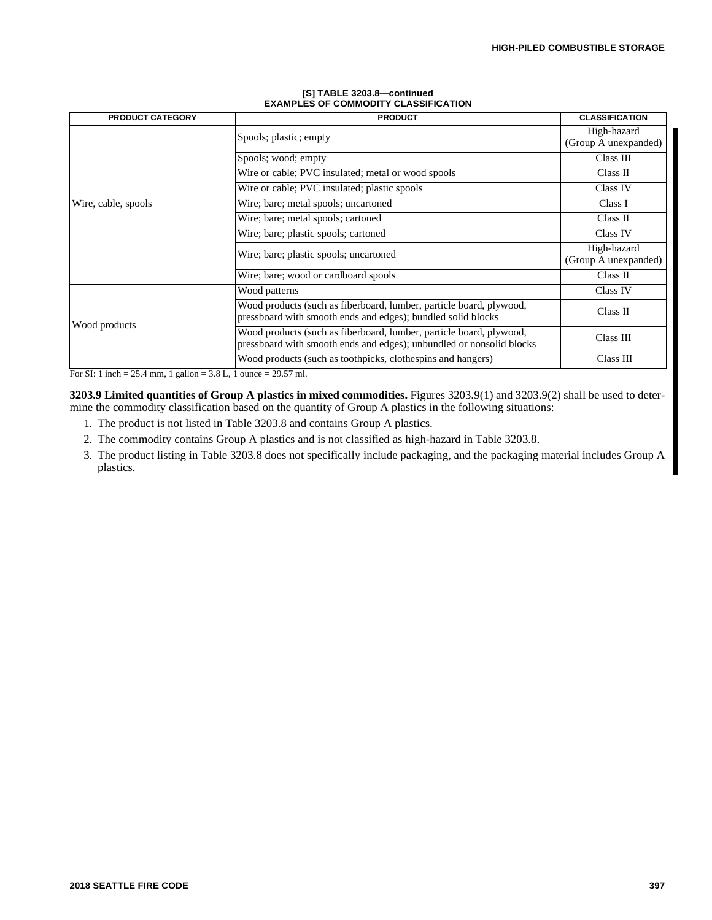**[S] TABLE 3203.8—continued**
**EXAMPLES OF COMMODITY CLASSIFICATION**

| PRODUCT CATEGORY | PRODUCT | CLASSIFICATION |
|---|---|---|
| Wire, cable, spools | Spools; plastic; empty | High-hazard (Group A unexpanded) |
| | Spools; wood; empty | Class III |
| | Wire or cable; PVC insulated; metal or wood spools | Class II |
| | Wire or cable; PVC insulated; plastic spools | Class IV |
| | Wire; bare; metal spools; uncartoned | Class I |
| | Wire; bare; metal spools; cartoned | Class II |
| | Wire; bare; plastic spools; cartoned | Class IV |
| | Wire; bare; plastic spools; uncartoned | High-hazard (Group A unexpanded) |
| | Wire; bare; wood or cardboard spools | Class II |
| Wood products | Wood patterns | Class IV |
| | Wood products (such as fiberboard, lumber, particle board, plywood, pressboard with smooth ends and edges); bundled solid blocks | Class II |
| | Wood products (such as fiberboard, lumber, particle board, plywood, pressboard with smooth ends and edges); unbundled or nonsolid blocks | Class III |
| | Wood products (such as toothpicks, clothespins and hangers) | Class III |

For SI: 1 inch = 25.4 mm, 1 gallon = 3.8 L, 1 ounce = 29.57 ml.

**3203.9 Limited quantities of Group A plastics in mixed commodities.** Figures 3203.9(1) and 3203.9(2) shall be used to determine the commodity classification based on the quantity of Group A plastics in the following situations:

1. The product is not listed in Table 3203.8 and contains Group A plastics.
2. The commodity contains Group A plastics and is not classified as high-hazard in Table 3203.8.
3. The product listing in Table 3203.8 does not specifically include packaging, and the packaging material includes Group A plastics.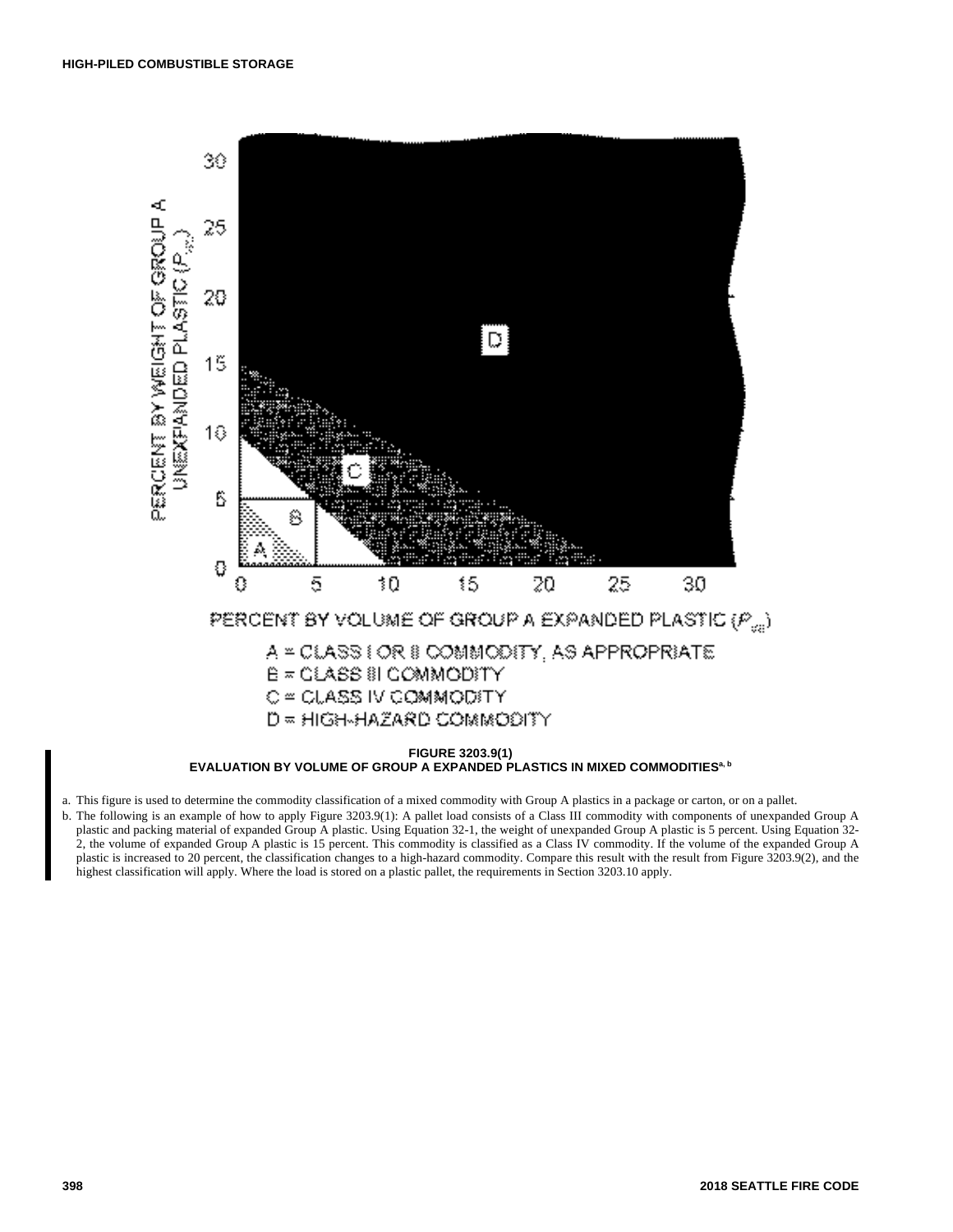PERCENT BY WEIGHT OF GROUP A UNEXPANDED PLASTIC ($P_{uw}$)

PERCENT BY VOLUME OF GROUP A EXPANDED PLASTIC ($P_{ve}$)

A = CLASS I OR II COMMODITY, AS APPROPRIATE
B = CLASS III COMMODITY
C = CLASS IV COMMODITY
D = HIGH-HAZARD COMMODITY

**FIGURE 3203.9(1)**
**EVALUATION BY VOLUME OF GROUP A EXPANDED PLASTICS IN MIXED COMMODITIES[a, b]**

a. This figure is used to determine the commodity classification of a mixed commodity with Group A plastics in a package or carton, or on a pallet.

b. The following is an example of how to apply Figure 3203.9(1): A pallet load consists of a Class III commodity with components of unexpanded Group A plastic and packing material of expanded Group A plastic. Using Equation 32-1, the weight of unexpanded Group A plastic is 5 percent. Using Equation 32-2, the volume of expanded Group A plastic is 15 percent. This commodity is classified as a Class IV commodity. If the volume of the expanded Group A plastic is increased to 20 percent, the classification changes to a high-hazard commodity. Compare this result with the result from Figure 3203.9(2), and the highest classification will apply. Where the load is stored on a plastic pallet, the requirements in Section 3203.10 apply.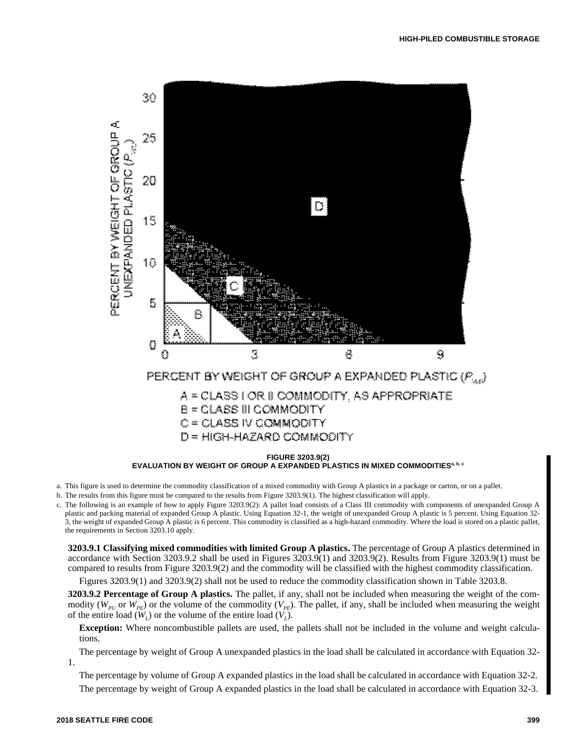30
25
20
15
10
5
0
0
3
6
9

PERCENT BY WEIGHT OF GROUP A UNEXPANDED PLASTIC ($P_{UE}$)

PERCENT BY WEIGHT OF GROUP A EXPANDED PLASTIC ($P_{AE}$)

D
C
B
A

A = CLASS I OR II COMMODITY, AS APPROPRIATE
B = CLASS III COMMODITY
C = CLASS IV COMMODITY
D = HIGH-HAZARD COMMODITY

**FIGURE 3203.9(2)**
**EVALUATION BY WEIGHT OF GROUP A EXPANDED PLASTICS IN MIXED COMMODITIES[a, b, c]**

a. This figure is used to determine the commodity classification of a mixed commodity with Group A plastics in a package or carton, or on a pallet.

b. The results from this figure must be compared to the results from Figure 3203.9(1). The highest classification will apply.

c. The following is an example of how to apply Figure 3203.9(2): A pallet load consists of a Class III commodity with components of unexpanded Group A plastic and packing material of expanded Group A plastic. Using Equation 32-1, the weight of unexpanded Group A plastic is 5 percent. Using Equation 32-3, the weight of expanded Group A plastic is 6 percent. This commodity is classified as a high-hazard commodity. Where the load is stored on a plastic pallet, the requirements in Section 3203.10 apply.

**3203.9.1 Classifying mixed commodities with limited Group A plastics.** The percentage of Group A plastics determined in accordance with Section 3203.9.2 shall be used in Figures 3203.9(1) and 3203.9(2). Results from Figure 3203.9(1) must be compared to results from Figure 3203.9(2) and the commodity will be classified with the highest commodity classification.

Figures 3203.9(1) and 3203.9(2) shall not be used to reduce the commodity classification shown in Table 3203.8.

**3203.9.2 Percentage of Group A plastics.** The pallet, if any, shall not be included when measuring the weight of the commodity ($W_{PU}$ or $W_{PE}$) or the volume of the commodity ($V_{PE}$). The pallet, if any, shall be included when measuring the weight of the entire load ($W_L$) or the volume of the entire load ($V_L$).

**Exception:** Where noncombustible pallets are used, the pallets shall not be included in the volume and weight calculations.

The percentage by weight of Group A unexpanded plastics in the load shall be calculated in accordance with Equation 32-1.

The percentage by volume of Group A expanded plastics in the load shall be calculated in accordance with Equation 32-2.

The percentage by weight of Group A expanded plastics in the load shall be calculated in accordance with Equation 32-3.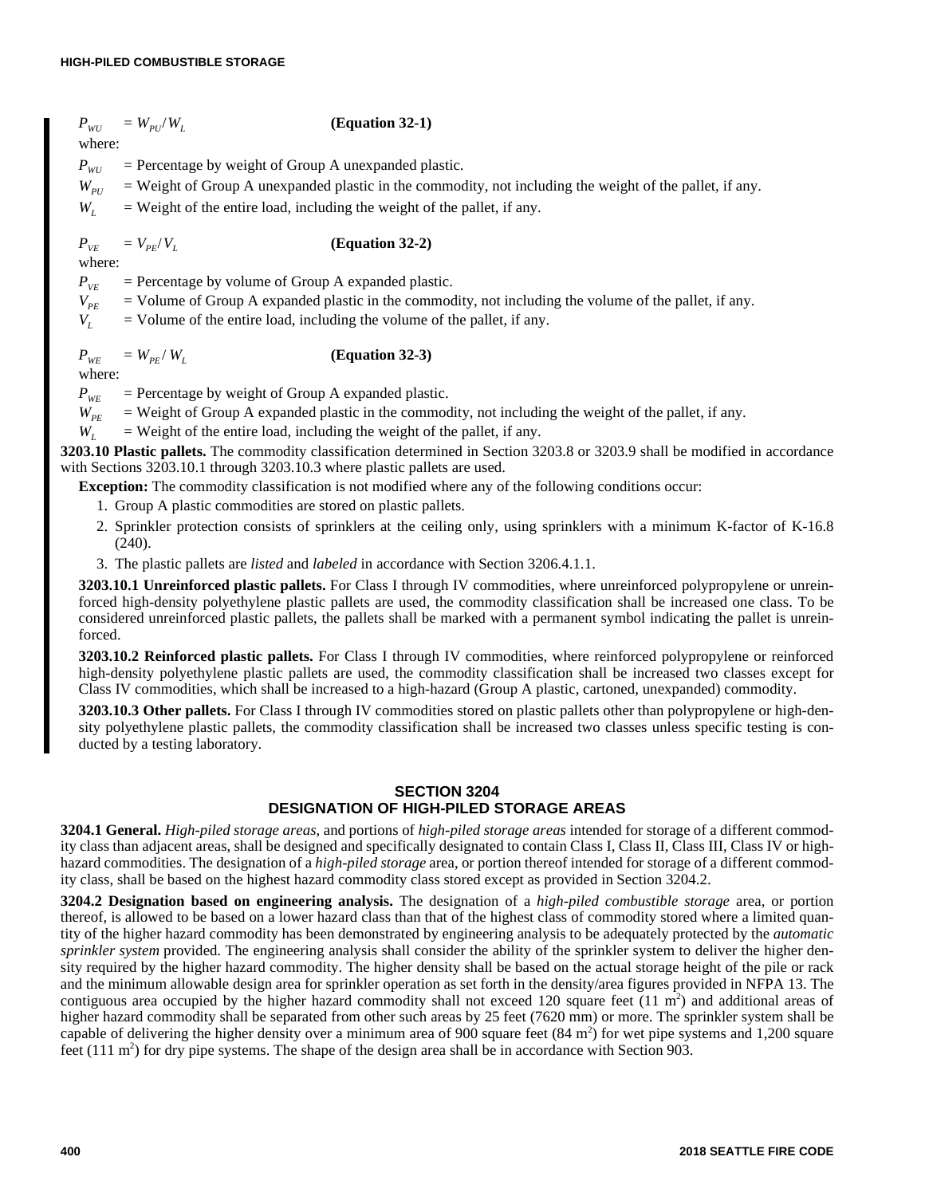$P_{WU} = W_{PU}/W_L$ **(Equation 32-1)**

where:

$P_{WU}$ = Percentage by weight of Group A unexpanded plastic.

$W_{PU}$ = Weight of Group A unexpanded plastic in the commodity, not including the weight of the pallet, if any.

$W_L$ = Weight of the entire load, including the weight of the pallet, if any.

$P_{VE} = V_{PE}/V_L$ **(Equation 32-2)**

where:

$P_{VE}$ = Percentage by volume of Group A expanded plastic.

$V_{PE}$ = Volume of Group A expanded plastic in the commodity, not including the volume of the pallet, if any.

$V_L$ = Volume of the entire load, including the volume of the pallet, if any.

$P_{WE} = W_{PE}/W_L$ **(Equation 32-3)**

where:

$P_{WE}$ = Percentage by weight of Group A expanded plastic.

$W_{PE}$ = Weight of Group A expanded plastic in the commodity, not including the weight of the pallet, if any.

$W_L$ = Weight of the entire load, including the weight of the pallet, if any.

**3203.10 Plastic pallets.** The commodity classification determined in Section 3203.8 or 3203.9 shall be modified in accordance with Sections 3203.10.1 through 3203.10.3 where plastic pallets are used.

**Exception:** The commodity classification is not modified where any of the following conditions occur:

1. Group A plastic commodities are stored on plastic pallets.
2. Sprinkler protection consists of sprinklers at the ceiling only, using sprinklers with a minimum K-factor of K-16.8 (240).
3. The plastic pallets are *listed* and *labeled* in accordance with Section 3206.4.1.1.

**3203.10.1 Unreinforced plastic pallets.** For Class I through IV commodities, where unreinforced polypropylene or unreinforced high-density polyethylene plastic pallets are used, the commodity classification shall be increased one class. To be considered unreinforced plastic pallets, the pallets shall be marked with a permanent symbol indicating the pallet is unreinforced.

**3203.10.2 Reinforced plastic pallets.** For Class I through IV commodities, where reinforced polypropylene or reinforced high-density polyethylene plastic pallets are used, the commodity classification shall be increased two classes except for Class IV commodities, which shall be increased to a high-hazard (Group A plastic, cartoned, unexpanded) commodity.

**3203.10.3 Other pallets.** For Class I through IV commodities stored on plastic pallets other than polypropylene or high-density polyethylene plastic pallets, the commodity classification shall be increased two classes unless specific testing is conducted by a testing laboratory.

## SECTION 3204
## DESIGNATION OF HIGH-PILED STORAGE AREAS

**3204.1 General.** *High-piled storage areas*, and portions of *high-piled storage areas* intended for storage of a different commodity class than adjacent areas, shall be designed and specifically designated to contain Class I, Class II, Class III, Class IV or high-hazard commodities. The designation of a *high-piled storage* area, or portion thereof intended for storage of a different commodity class, shall be based on the highest hazard commodity class stored except as provided in Section 3204.2.

**3204.2 Designation based on engineering analysis.** The designation of a *high-piled combustible storage* area, or portion thereof, is allowed to be based on a lower hazard class than that of the highest class of commodity stored where a limited quantity of the higher hazard commodity has been demonstrated by engineering analysis to be adequately protected by the *automatic sprinkler system* provided. The engineering analysis shall consider the ability of the sprinkler system to deliver the higher density required by the higher hazard commodity. The higher density shall be based on the actual storage height of the pile or rack and the minimum allowable design area for sprinkler operation as set forth in the density/area figures provided in NFPA 13. The contiguous area occupied by the higher hazard commodity shall not exceed 120 square feet (11 $m^2$) and additional areas of higher hazard commodity shall be separated from other such areas by 25 feet (7620 mm) or more. The sprinkler system shall be capable of delivering the higher density over a minimum area of 900 square feet (84 $m^2$) for wet pipe systems and 1,200 square feet (111 $m^2$) for dry pipe systems. The shape of the design area shall be in accordance with Section 903.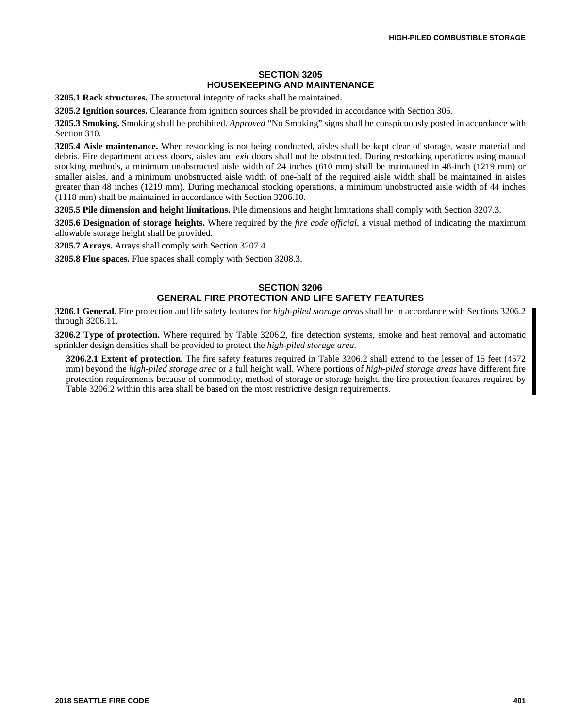## SECTION 3205 HOUSEKEEPING AND MAINTENANCE

**3205.1 Rack structures.** The structural integrity of racks shall be maintained.

**3205.2 Ignition sources.** Clearance from ignition sources shall be provided in accordance with Section 305.

**3205.3 Smoking.** Smoking shall be prohibited. *Approved* "No Smoking" signs shall be conspicuously posted in accordance with Section 310.

**3205.4 Aisle maintenance.** When restocking is not being conducted, aisles shall be kept clear of storage, waste material and debris. Fire department access doors, aisles and *exit* doors shall not be obstructed. During restocking operations using manual stocking methods, a minimum unobstructed aisle width of 24 inches (610 mm) shall be maintained in 48-inch (1219 mm) or smaller aisles, and a minimum unobstructed aisle width of one-half of the required aisle width shall be maintained in aisles greater than 48 inches (1219 mm). During mechanical stocking operations, a minimum unobstructed aisle width of 44 inches (1118 mm) shall be maintained in accordance with Section 3206.10.

**3205.5 Pile dimension and height limitations.** Pile dimensions and height limitations shall comply with Section 3207.3.

**3205.6 Designation of storage heights.** Where required by the *fire code official*, a visual method of indicating the maximum allowable storage height shall be provided.

**3205.7 Arrays.** Arrays shall comply with Section 3207.4.

**3205.8 Flue spaces.** Flue spaces shall comply with Section 3208.3.

## SECTION 3206 GENERAL FIRE PROTECTION AND LIFE SAFETY FEATURES

**3206.1 General.** Fire protection and life safety features for *high-piled storage areas* shall be in accordance with Sections 3206.2 through 3206.11.

**3206.2 Type of protection.** Where required by Table 3206.2, fire detection systems, smoke and heat removal and automatic sprinkler design densities shall be provided to protect the *high-piled storage area*.

**3206.2.1 Extent of protection.** The fire safety features required in Table 3206.2 shall extend to the lesser of 15 feet (4572 mm) beyond the *high-piled storage area* or a full height wall. Where portions of *high-piled storage areas* have different fire protection requirements because of commodity, method of storage or storage height, the fire protection features required by Table 3206.2 within this area shall be based on the most restrictive design requirements.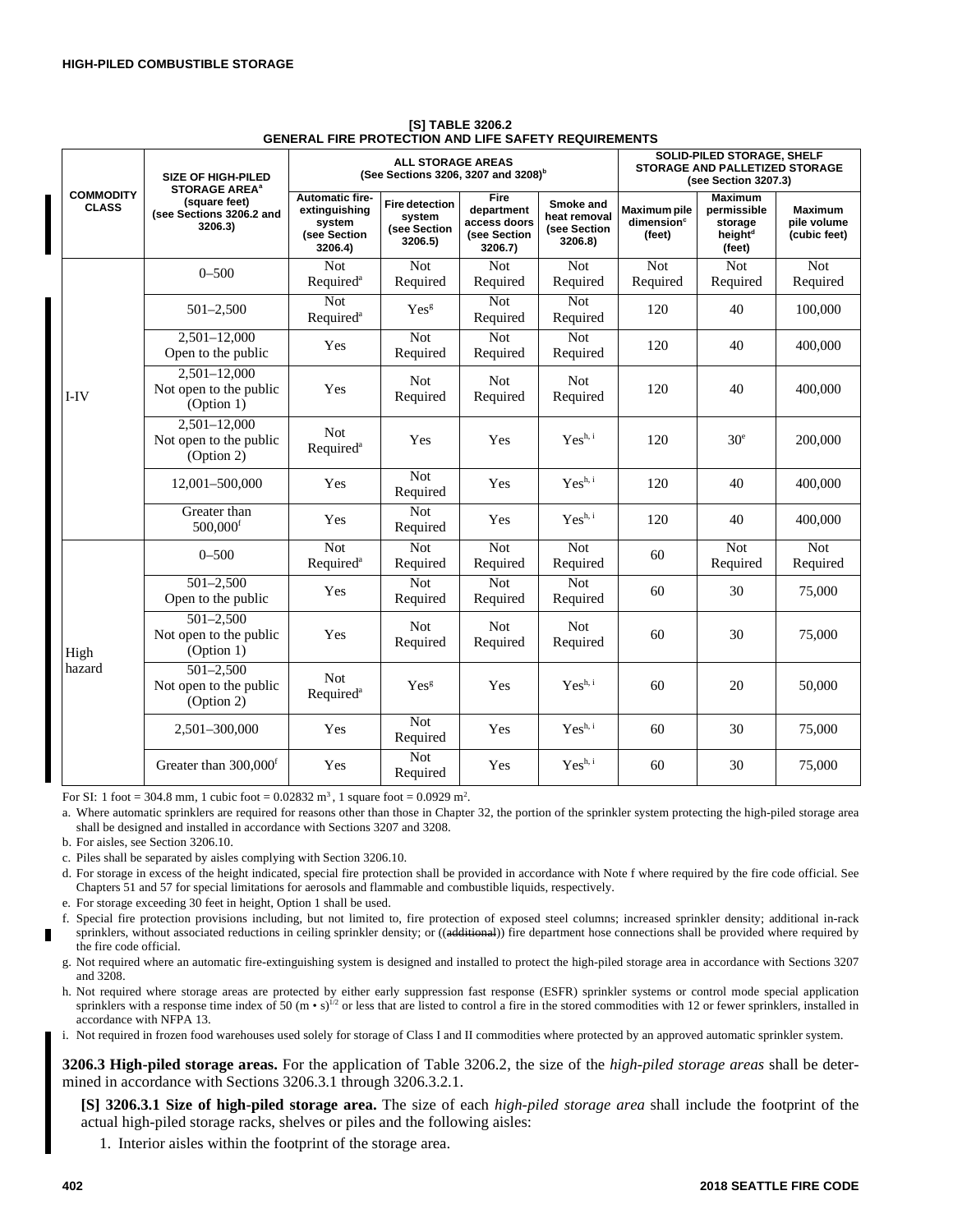**[S] TABLE 3206.2**
**GENERAL FIRE PROTECTION AND LIFE SAFETY REQUIREMENTS**

| COMMODITY CLASS | SIZE OF HIGH-PILED STORAGE AREA[a] (square feet) (see Sections 3206.2 and 3206.3) | ALL STORAGE AREAS (See Sections 3206, 3207 and 3208)[b] | | | | SOLID-PILED STORAGE, SHELF STORAGE AND PALLETIZED STORAGE (see Section 3207.3) | | |
|---|---|---|---|---|---|---|---|---|
| | | Automatic fire-extinguishing system (see Section 3206.4) | Fire detection system (see Section 3206.5) | Fire department access doors (see Section 3206.7) | Smoke and heat removal (see Section 3206.8) | Maximum pile dimension[c] (feet) | Maximum permissible storage height[d] (feet) | Maximum pile volume (cubic feet) |
| I-IV | 0–500 | Not Required[a] | Not Required | Not Required | Not Required | Not Required | Not Required | Not Required |
| | 501–2,500 | Not Required[a] | Yes[g] | Not Required | Not Required | 120 | 40 | 100,000 |
| | 2,501–12,000 Open to the public | Yes | Not Required | Not Required | Not Required | 120 | 40 | 400,000 |
| | 2,501–12,000 Not open to the public (Option 1) | Yes | Not Required | Not Required | Not Required | 120 | 40 | 400,000 |
| | 2,501–12,000 Not open to the public (Option 2) | Not Required[a] | Yes | Yes | Yes[h, i] | 120 | 30[e] | 200,000 |
| | 12,001–500,000 | Yes | Not Required | Yes | Yes[h, i] | 120 | 40 | 400,000 |
| | Greater than 500,000[f] | Yes | Not Required | Yes | Yes[h, i] | 120 | 40 | 400,000 |
| High hazard | 0–500 | Not Required[a] | Not Required | Not Required | Not Required | 60 | Not Required | Not Required |
| | 501–2,500 Open to the public | Yes | Not Required | Not Required | Not Required | 60 | 30 | 75,000 |
| | 501–2,500 Not open to the public (Option 1) | Yes | Not Required | Not Required | Not Required | 60 | 30 | 75,000 |
| | 501–2,500 Not open to the public (Option 2) | Not Required[a] | Yes[g] | Yes | Yes[h, i] | 60 | 20 | 50,000 |
| | 2,501–300,000 | Yes | Not Required | Yes | Yes[h, i] | 60 | 30 | 75,000 |
| | Greater than 300,000[f] | Yes | Not Required | Yes | Yes[h, i] | 60 | 30 | 75,000 |

For SI: 1 foot = 304.8 mm, 1 cubic foot = 0.02832 $m^3$, 1 square foot = 0.0929 $m^2$.

a. Where automatic sprinklers are required for reasons other than those in Chapter 32, the portion of the sprinkler system protecting the high-piled storage area shall be designed and installed in accordance with Sections 3207 and 3208.

b. For aisles, see Section 3206.10.

c. Piles shall be separated by aisles complying with Section 3206.10.

d. For storage in excess of the height indicated, special fire protection shall be provided in accordance with Note f where required by the fire code official. See Chapters 51 and 57 for special limitations for aerosols and flammable and combustible liquids, respectively.

e. For storage exceeding 30 feet in height, Option 1 shall be used.

f. Special fire protection provisions including, but not limited to, fire protection of exposed steel columns; increased sprinkler density; additional in-rack sprinklers, without associated reductions in ceiling sprinkler density; or ((~~additional~~)) fire department hose connections shall be provided where required by the fire code official.

g. Not required where an automatic fire-extinguishing system is designed and installed to protect the high-piled storage area in accordance with Sections 3207 and 3208.

h. Not required where storage areas are protected by either early suppression fast response (ESFR) sprinkler systems or control mode special application sprinklers with a response time index of 50 $(m \cdot s)^{1/2}$ or less that are listed to control a fire in the stored commodities with 12 or fewer sprinklers, installed in accordance with NFPA 13.

i. Not required in frozen food warehouses used solely for storage of Class I and II commodities where protected by an approved automatic sprinkler system.

**3206.3 High-piled storage areas.** For the application of Table 3206.2, the size of the *high-piled storage areas* shall be determined in accordance with Sections 3206.3.1 through 3206.3.2.1.

**[S] 3206.3.1 Size of high-piled storage area.** The size of each *high-piled storage area* shall include the footprint of the actual high-piled storage racks, shelves or piles and the following aisles:

1. Interior aisles within the footprint of the storage area.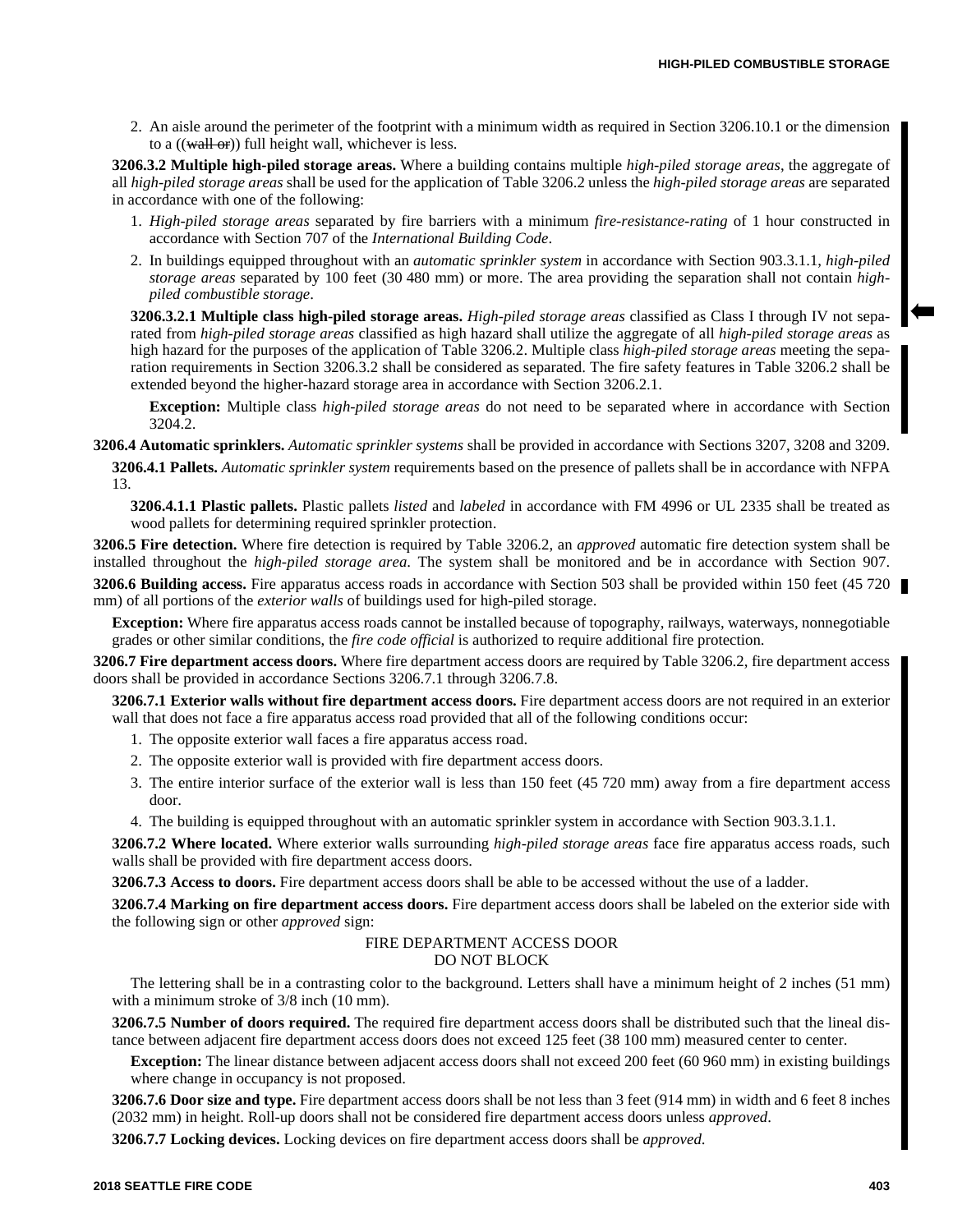2. An aisle around the perimeter of the footprint with a minimum width as required in Section 3206.10.1 or the dimension to a ((~~wall or~~)) full height wall, whichever is less.

**3206.3.2 Multiple high-piled storage areas.** Where a building contains multiple *high-piled storage areas*, the aggregate of all *high-piled storage areas* shall be used for the application of Table 3206.2 unless the *high-piled storage areas* are separated in accordance with one of the following:

1. *High-piled storage areas* separated by fire barriers with a minimum *fire-resistance-rating* of 1 hour constructed in accordance with Section 707 of the *International Building Code*.
2. In buildings equipped throughout with an *automatic sprinkler system* in accordance with Section 903.3.1.1, *high-piled storage areas* separated by 100 feet (30 480 mm) or more. The area providing the separation shall not contain *high-piled combustible storage*.

**3206.3.2.1 Multiple class high-piled storage areas.** *High-piled storage areas* classified as Class I through IV not separated from *high-piled storage areas* classified as high hazard shall utilize the aggregate of all *high-piled storage areas* as high hazard for the purposes of the application of Table 3206.2. Multiple class *high-piled storage areas* meeting the separation requirements in Section 3206.3.2 shall be considered as separated. The fire safety features in Table 3206.2 shall be extended beyond the higher-hazard storage area in accordance with Section 3206.2.1.

**Exception:** Multiple class *high-piled storage areas* do not need to be separated where in accordance with Section 3204.2.

**3206.4 Automatic sprinklers.** *Automatic sprinkler systems* shall be provided in accordance with Sections 3207, 3208 and 3209.

**3206.4.1 Pallets.** *Automatic sprinkler system* requirements based on the presence of pallets shall be in accordance with NFPA 13.

**3206.4.1.1 Plastic pallets.** Plastic pallets *listed* and *labeled* in accordance with FM 4996 or UL 2335 shall be treated as wood pallets for determining required sprinkler protection.

**3206.5 Fire detection.** Where fire detection is required by Table 3206.2, an *approved* automatic fire detection system shall be installed throughout the *high-piled storage area*. The system shall be monitored and be in accordance with Section 907.

**3206.6 Building access.** Fire apparatus access roads in accordance with Section 503 shall be provided within 150 feet (45 720 mm) of all portions of the *exterior walls* of buildings used for high-piled storage.

**Exception:** Where fire apparatus access roads cannot be installed because of topography, railways, waterways, nonnegotiable grades or other similar conditions, the *fire code official* is authorized to require additional fire protection.

**3206.7 Fire department access doors.** Where fire department access doors are required by Table 3206.2, fire department access doors shall be provided in accordance Sections 3206.7.1 through 3206.7.8.

**3206.7.1 Exterior walls without fire department access doors.** Fire department access doors are not required in an exterior wall that does not face a fire apparatus access road provided that all of the following conditions occur:

1. The opposite exterior wall faces a fire apparatus access road.
2. The opposite exterior wall is provided with fire department access doors.
3. The entire interior surface of the exterior wall is less than 150 feet (45 720 mm) away from a fire department access door.
4. The building is equipped throughout with an automatic sprinkler system in accordance with Section 903.3.1.1.

**3206.7.2 Where located.** Where exterior walls surrounding *high-piled storage areas* face fire apparatus access roads, such walls shall be provided with fire department access doors.

**3206.7.3 Access to doors.** Fire department access doors shall be able to be accessed without the use of a ladder.

**3206.7.4 Marking on fire department access doors.** Fire department access doors shall be labeled on the exterior side with the following sign or other *approved* sign:

FIRE DEPARTMENT ACCESS DOOR
DO NOT BLOCK

The lettering shall be in a contrasting color to the background. Letters shall have a minimum height of 2 inches (51 mm) with a minimum stroke of 3/8 inch (10 mm).

**3206.7.5 Number of doors required.** The required fire department access doors shall be distributed such that the lineal distance between adjacent fire department access doors does not exceed 125 feet (38 100 mm) measured center to center.

**Exception:** The linear distance between adjacent access doors shall not exceed 200 feet (60 960 mm) in existing buildings where change in occupancy is not proposed.

**3206.7.6 Door size and type.** Fire department access doors shall be not less than 3 feet (914 mm) in width and 6 feet 8 inches (2032 mm) in height. Roll-up doors shall not be considered fire department access doors unless *approved*.

**3206.7.7 Locking devices.** Locking devices on fire department access doors shall be *approved*.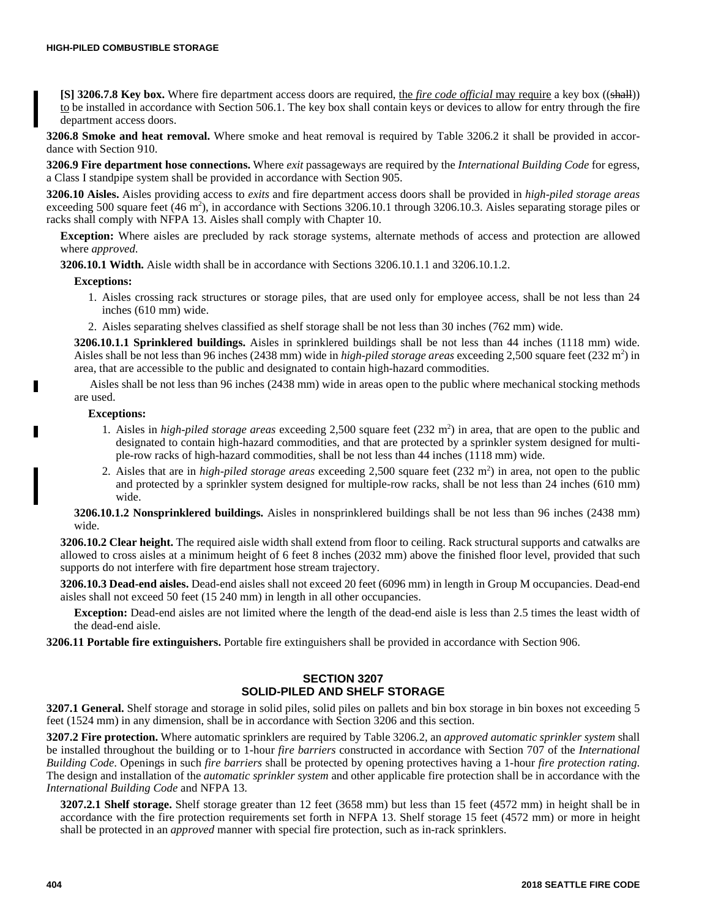**[S] 3206.7.8 Key box.** Where fire department access doors are required, the *fire code official* may require a key box ((~~shall~~)) to be installed in accordance with Section 506.1. The key box shall contain keys or devices to allow for entry through the fire department access doors.

**3206.8 Smoke and heat removal.** Where smoke and heat removal is required by Table 3206.2 it shall be provided in accordance with Section 910.

**3206.9 Fire department hose connections.** Where *exit* passageways are required by the *International Building Code* for egress, a Class I standpipe system shall be provided in accordance with Section 905.

**3206.10 Aisles.** Aisles providing access to *exits* and fire department access doors shall be provided in *high-piled storage areas* exceeding 500 square feet (46 $m^2$), in accordance with Sections 3206.10.1 through 3206.10.3. Aisles separating storage piles or racks shall comply with NFPA 13. Aisles shall comply with Chapter 10.

**Exception:** Where aisles are precluded by rack storage systems, alternate methods of access and protection are allowed where *approved.*

**3206.10.1 Width.** Aisle width shall be in accordance with Sections 3206.10.1.1 and 3206.10.1.2.

**Exceptions:**

1. Aisles crossing rack structures or storage piles, that are used only for employee access, shall be not less than 24 inches (610 mm) wide.
2. Aisles separating shelves classified as shelf storage shall be not less than 30 inches (762 mm) wide.

**3206.10.1.1 Sprinklered buildings.** Aisles in sprinklered buildings shall be not less than 44 inches (1118 mm) wide. Aisles shall be not less than 96 inches (2438 mm) wide in *high-piled storage areas* exceeding 2,500 square feet (232 $m^2$) in area, that are accessible to the public and designated to contain high-hazard commodities.

Aisles shall be not less than 96 inches (2438 mm) wide in areas open to the public where mechanical stocking methods are used.

**Exceptions:**

1. Aisles in *high-piled storage areas* exceeding 2,500 square feet (232 $m^2$) in area, that are open to the public and designated to contain high-hazard commodities, and that are protected by a sprinkler system designed for multiple-row racks of high-hazard commodities, shall be not less than 44 inches (1118 mm) wide.
2. Aisles that are in *high-piled storage areas* exceeding 2,500 square feet (232 $m^2$) in area, not open to the public and protected by a sprinkler system designed for multiple-row racks, shall be not less than 24 inches (610 mm) wide.

**3206.10.1.2 Nonsprinklered buildings.** Aisles in nonsprinklered buildings shall be not less than 96 inches (2438 mm) wide.

**3206.10.2 Clear height.** The required aisle width shall extend from floor to ceiling. Rack structural supports and catwalks are allowed to cross aisles at a minimum height of 6 feet 8 inches (2032 mm) above the finished floor level, provided that such supports do not interfere with fire department hose stream trajectory.

**3206.10.3 Dead-end aisles.** Dead-end aisles shall not exceed 20 feet (6096 mm) in length in Group M occupancies. Dead-end aisles shall not exceed 50 feet (15 240 mm) in length in all other occupancies.

**Exception:** Dead-end aisles are not limited where the length of the dead-end aisle is less than 2.5 times the least width of the dead-end aisle.

**3206.11 Portable fire extinguishers.** Portable fire extinguishers shall be provided in accordance with Section 906.

## SECTION 3207 SOLID-PILED AND SHELF STORAGE

**3207.1 General.** Shelf storage and storage in solid piles, solid piles on pallets and bin box storage in bin boxes not exceeding 5 feet (1524 mm) in any dimension, shall be in accordance with Section 3206 and this section.

**3207.2 Fire protection.** Where automatic sprinklers are required by Table 3206.2, an *approved automatic sprinkler system* shall be installed throughout the building or to 1-hour *fire barriers* constructed in accordance with Section 707 of the *International Building Code*. Openings in such *fire barriers* shall be protected by opening protectives having a 1-hour *fire protection rating*. The design and installation of the *automatic sprinkler system* and other applicable fire protection shall be in accordance with the *International Building Code* and NFPA 13.

**3207.2.1 Shelf storage.** Shelf storage greater than 12 feet (3658 mm) but less than 15 feet (4572 mm) in height shall be in accordance with the fire protection requirements set forth in NFPA 13. Shelf storage 15 feet (4572 mm) or more in height shall be protected in an *approved* manner with special fire protection, such as in-rack sprinklers.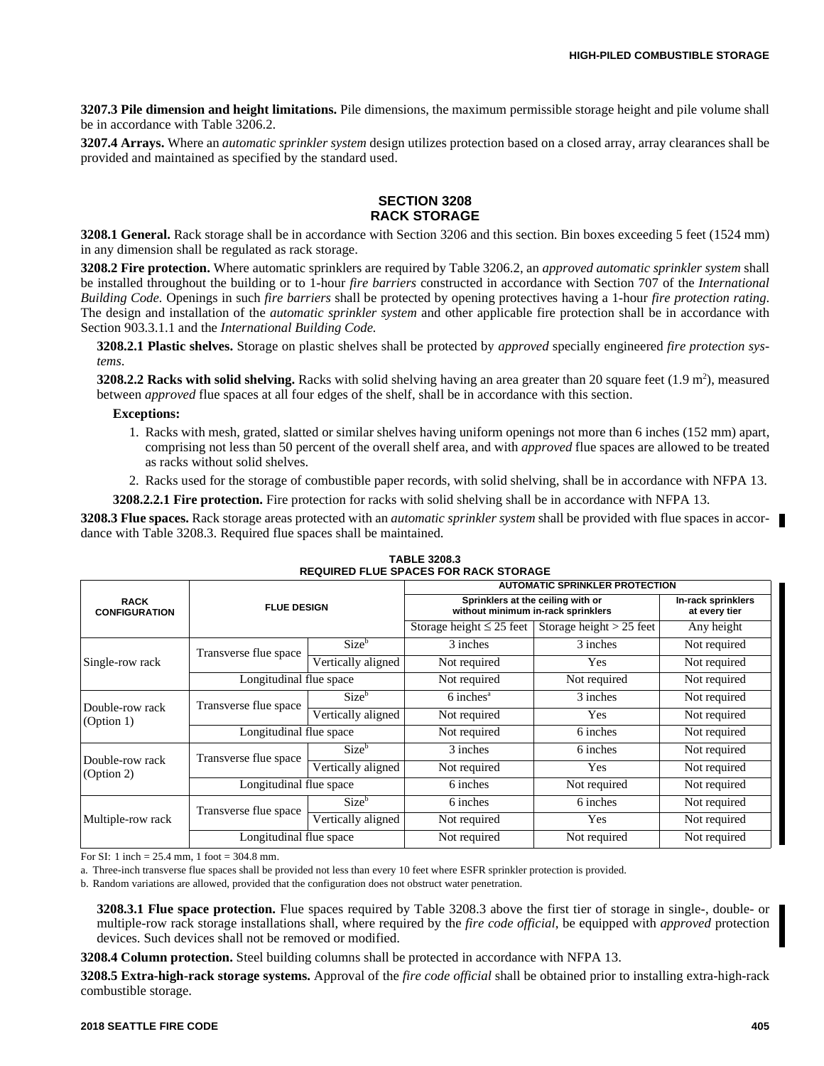**3207.3 Pile dimension and height limitations.** Pile dimensions, the maximum permissible storage height and pile volume shall be in accordance with Table 3206.2.

**3207.4 Arrays.** Where an *automatic sprinkler system* design utilizes protection based on a closed array, array clearances shall be provided and maintained as specified by the standard used.

## SECTION 3208 RACK STORAGE

**3208.1 General.** Rack storage shall be in accordance with Section 3206 and this section. Bin boxes exceeding 5 feet (1524 mm) in any dimension shall be regulated as rack storage.

**3208.2 Fire protection.** Where automatic sprinklers are required by Table 3206.2, an *approved automatic sprinkler system* shall be installed throughout the building or to 1-hour *fire barriers* constructed in accordance with Section 707 of the *International Building Code.* Openings in such *fire barriers* shall be protected by opening protectives having a 1-hour *fire protection rating*. The design and installation of the *automatic sprinkler system* and other applicable fire protection shall be in accordance with Section 903.3.1.1 and the *International Building Code.*

**3208.2.1 Plastic shelves.** Storage on plastic shelves shall be protected by *approved* specially engineered *fire protection systems*.

**3208.2.2 Racks with solid shelving.** Racks with solid shelving having an area greater than 20 square feet (1.9 $m^2$), measured between *approved* flue spaces at all four edges of the shelf, shall be in accordance with this section.

**Exceptions:**

1. Racks with mesh, grated, slatted or similar shelves having uniform openings not more than 6 inches (152 mm) apart, comprising not less than 50 percent of the overall shelf area, and with *approved* flue spaces are allowed to be treated as racks without solid shelves.
2. Racks used for the storage of combustible paper records, with solid shelving, shall be in accordance with NFPA 13.

**3208.2.2.1 Fire protection.** Fire protection for racks with solid shelving shall be in accordance with NFPA 13.

**3208.3 Flue spaces.** Rack storage areas protected with an *automatic sprinkler system* shall be provided with flue spaces in accordance with Table 3208.3. Required flue spaces shall be maintained.

**TABLE 3208.3**
**REQUIRED FLUE SPACES FOR RACK STORAGE**

| RACK CONFIGURATION | FLUE DESIGN | | AUTOMATIC SPRINKLER PROTECTION | | |
|---|---|---|---|---|---|
| | | | Sprinklers at the ceiling with or without minimum in-rack sprinklers | | In-rack sprinklers at every tier |
| | | | Storage height ≤ 25 feet | Storage height > 25 feet | Any height |
| Single-row rack | Transverse flue space | Size[b] | 3 inches | 3 inches | Not required |
| | | Vertically aligned | Not required | Yes | Not required |
| | Longitudinal flue space | | Not required | Not required | Not required |
| Double-row rack (Option 1) | Transverse flue space | Size[b] | 6 inches[a] | 3 inches | Not required |
| | | Vertically aligned | Not required | Yes | Not required |
| | Longitudinal flue space | | Not required | 6 inches | Not required |
| Double-row rack (Option 2) | Transverse flue space | Size[b] | 3 inches | 6 inches | Not required |
| | | Vertically aligned | Not required | Yes | Not required |
| | Longitudinal flue space | | 6 inches | Not required | Not required |
| Multiple-row rack | Transverse flue space | Size[b] | 6 inches | 6 inches | Not required |
| | | Vertically aligned | Not required | Yes | Not required |
| | Longitudinal flue space | | Not required | Not required | Not required |

For SI: 1 inch = 25.4 mm, 1 foot = 304.8 mm.

a. Three-inch transverse flue spaces shall be provided not less than every 10 feet where ESFR sprinkler protection is provided.

b. Random variations are allowed, provided that the configuration does not obstruct water penetration.

**3208.3.1 Flue space protection.** Flue spaces required by Table 3208.3 above the first tier of storage in single-, double- or multiple-row rack storage installations shall, where required by the *fire code official*, be equipped with *approved* protection devices. Such devices shall not be removed or modified.

**3208.4 Column protection.** Steel building columns shall be protected in accordance with NFPA 13.

**3208.5 Extra-high-rack storage systems.** Approval of the *fire code official* shall be obtained prior to installing extra-high-rack combustible storage.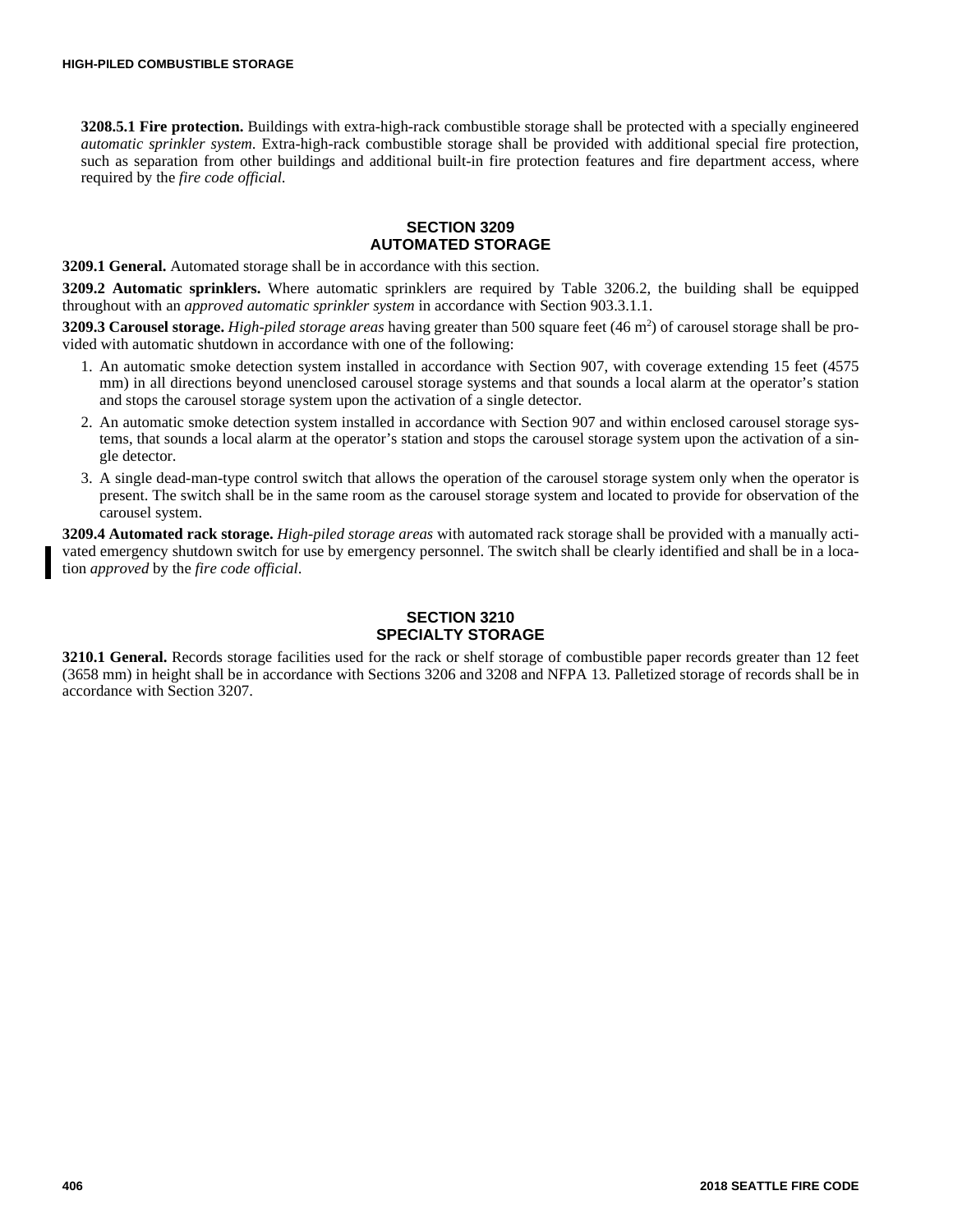**3208.5.1 Fire protection.** Buildings with extra-high-rack combustible storage shall be protected with a specially engineered *automatic sprinkler system*. Extra-high-rack combustible storage shall be provided with additional special fire protection, such as separation from other buildings and additional built-in fire protection features and fire department access, where required by the *fire code official*.

## SECTION 3209
## AUTOMATED STORAGE

**3209.1 General.** Automated storage shall be in accordance with this section.

**3209.2 Automatic sprinklers.** Where automatic sprinklers are required by Table 3206.2, the building shall be equipped throughout with an *approved automatic sprinkler system* in accordance with Section 903.3.1.1.

**3209.3 Carousel storage.** *High-piled storage areas* having greater than 500 square feet (46 $m^2$) of carousel storage shall be provided with automatic shutdown in accordance with one of the following:

1. An automatic smoke detection system installed in accordance with Section 907, with coverage extending 15 feet (4575 mm) in all directions beyond unenclosed carousel storage systems and that sounds a local alarm at the operator's station and stops the carousel storage system upon the activation of a single detector.
2. An automatic smoke detection system installed in accordance with Section 907 and within enclosed carousel storage systems, that sounds a local alarm at the operator's station and stops the carousel storage system upon the activation of a single detector.
3. A single dead-man-type control switch that allows the operation of the carousel storage system only when the operator is present. The switch shall be in the same room as the carousel storage system and located to provide for observation of the carousel system.

**3209.4 Automated rack storage.** *High-piled storage areas* with automated rack storage shall be provided with a manually activated emergency shutdown switch for use by emergency personnel. The switch shall be clearly identified and shall be in a location *approved* by the *fire code official*.

## SECTION 3210
## SPECIALTY STORAGE

**3210.1 General.** Records storage facilities used for the rack or shelf storage of combustible paper records greater than 12 feet (3658 mm) in height shall be in accordance with Sections 3206 and 3208 and NFPA 13. Palletized storage of records shall be in accordance with Section 3207.